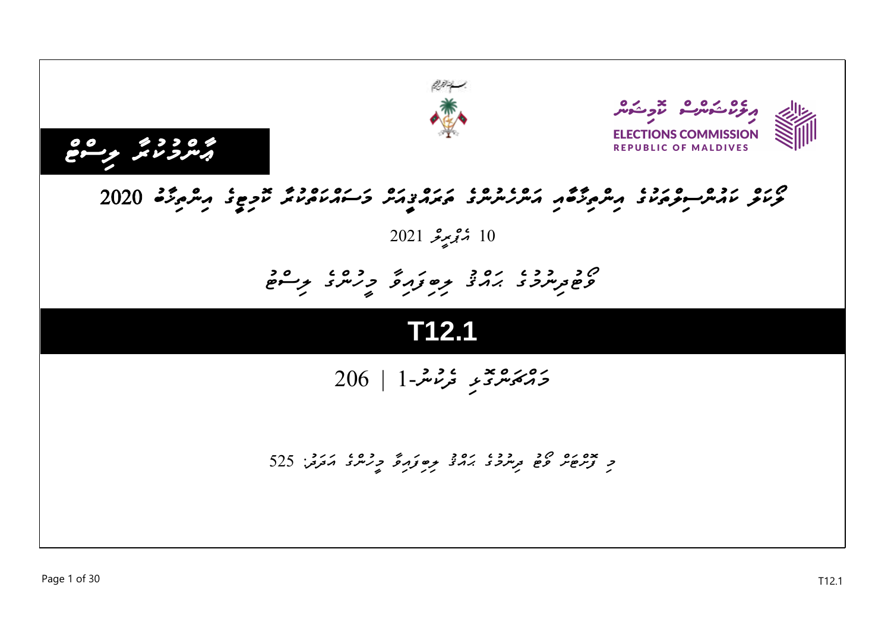ބިސްމިއްލާހިއްރަޙްމާނިއްރަޙީމް

އިލެކްޝަންސް ކޮމިޝަން

ELECTIONS COMMISSION
REPUBLIC OF MALDIVES

އާންމުކުރާ ލިސްޓު

# ލޯކަލް ކައުންސިލްތަކުގެ އިންތިޚާބާއި އަންހެނުންގެ ތަރައްޤީއަށް މަސައްކަތްކުރާ ކޮމިޓީގެ އިންތިޚާބު 2020

10 އޭޕްރިލް 2021

## ވޯޓުދިނުމުގެ ހައްޤު ލިބިފައިވާ މީހުންގެ ލިސްޓު

# T12.1

## މައްސަންގަލި ދާއިރާ-1 | 206

މި ފޯމަށް ވޯޓު ދިނުމުގެ ހައްޤު ލިބިފައިވާ މީހުންގެ އަދަދު: 525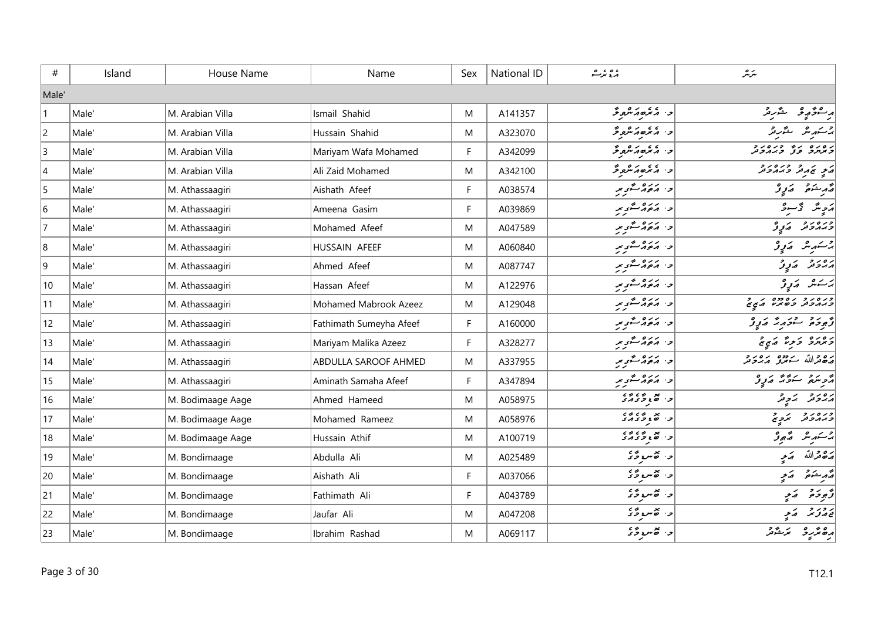| # | Island | House Name | Name | Sex | National ID | ދާއިރާ | ނަން |
|---|---|---|---|---|---|---|---|
| Male' | | | | | | | |
| 1 | Male' | M. Arabian Villa | Ismail Shahid | M | A141357 | މ. އެރެބިއަންވިލާ | އިސްމާއިލް ޝާހިދު |
| 2 | Male' | M. Arabian Villa | Hussain Shahid | M | A323070 | މ. އެރެބިއަންވިލާ | ހުސައިން ޝާހިދު |
| 3 | Male' | M. Arabian Villa | Mariyam Wafa Mohamed | F | A342099 | މ. އެރެބިއަންވިލާ | މަރިޔަމް ވަފާ މުހައްމަދު |
| 4 | Male' | M. Arabian Villa | Ali Zaid Mohamed | M | A342100 | މ. އެރެބިއަންވިލާ | އަލި ޒައިދު މުހައްމަދު |
| 5 | Male' | M. Athassaagiri | Aishath Afeef | F | A038574 | މ. އަތަސްސާގިރި | އާއިޝަތު އަފީފު |
| 6 | Male' | M. Athassaagiri | Ameena Gasim | F | A039869 | މ. އަތަސްސާގިރި | އަމީނާ ޤާސިމް |
| 7 | Male' | M. Athassaagiri | Mohamed Afeef | M | A047589 | މ. އަތަސްސާގިރި | މުހައްމަދު އަފީފު |
| 8 | Male' | M. Athassaagiri | HUSSAIN AFEEF | M | A060840 | މ. އަތަސްސާގިރި | ހުސައިން އަފީފު |
| 9 | Male' | M. Athassaagiri | Ahmed Afeef | M | A087747 | މ. އަތަސްސާގިރި | އަހުމަދު އަފީފު |
| 10 | Male' | M. Athassaagiri | Hassan Afeef | M | A122976 | މ. އަތަސްސާގިރި | ހަސަން އަފީފު |
| 11 | Male' | M. Athassaagiri | Mohamed Mabrook Azeez | M | A129048 | މ. އަތަސްސާގިރި | މުހައްމަދު މަބްރޫކް އަޒީޒު |
| 12 | Male' | M. Athassaagiri | Fathimath Sumeyha Afeef | F | A160000 | މ. އަތަސްސާގިރި | ފާތިމަތު ސުމޭހާ އަފީފު |
| 13 | Male' | M. Athassaagiri | Mariyam Malika Azeez | F | A328277 | މ. އަތަސްސާގިރި | މަރިޔަމް މަލިކާ އަޒީޒު |
| 14 | Male' | M. Athassaagiri | ABDULLA SAROOF AHMED | M | A337955 | މ. އަތަސްސާގިރި | އަބްދުﷲ ސަރޫފް އަހުމަދު |
| 15 | Male' | M. Athassaagiri | Aminath Samaha Afeef | F | A347894 | މ. އަތަސްސާގިރި | އާމިނަތު ސަމާހާ އަފީފު |
| 16 | Male' | M. Bodimaage Aage | Ahmed Hameed | M | A058975 | މ. ބޮޑިމާގެއާގެ | އަހުމަދު ހަމީދު |
| 17 | Male' | M. Bodimaage Aage | Mohamed Rameez | M | A058976 | މ. ބޮޑިމާގެއާގެ | މުހައްމަދު ރަމީޒު |
| 18 | Male' | M. Bodimaage Aage | Hussain Athif | M | A100719 | މ. ބޮޑިމާގެއާގެ | ހުސައިން އާތިފު |
| 19 | Male' | M. Bondimaage | Abdulla Ali | M | A025489 | މ. ބޮންދިމާގެ | އަބްދުﷲ އަލި |
| 20 | Male' | M. Bondimaage | Aishath Ali | F | A037066 | މ. ބޮންދިމާގެ | އާއިޝަތު އަލި |
| 21 | Male' | M. Bondimaage | Fathimath Ali | F | A043789 | މ. ބޮންދިމާގެ | ފާތިމަތު އަލި |
| 22 | Male' | M. Bondimaage | Jaufar Ali | M | A047208 | މ. ބޮންދިމާގެ | ޖައުފަރު އަލި |
| 23 | Male' | M. Bondimaage | Ibrahim Rashad | M | A069117 | މ. ބޮންދިމާގެ | އިބްރާހީމް ރަޝާދު |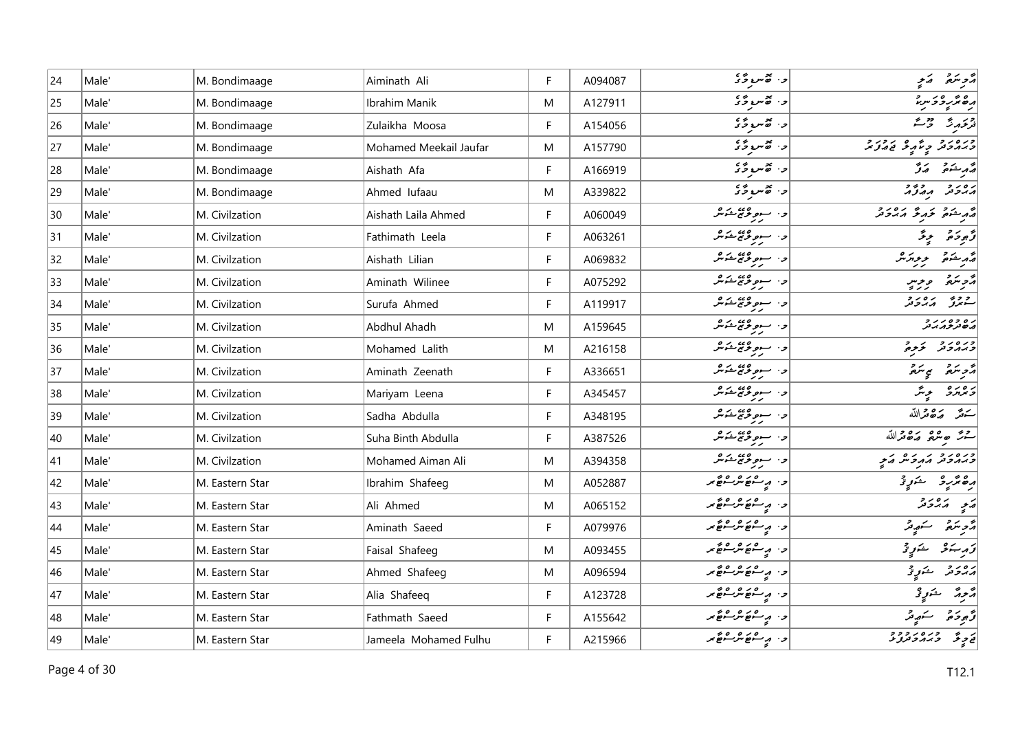| 24 | Male' | M. Bondimaage | Aiminath Ali | F | A094087 | މ. ބޮނޑިމާގެ | އާމިނަތު އަލި |
|---|---|---|---|---|---|---|---|
| 25 | Male' | M. Bondimaage | Ibrahim Manik | M | A127911 | މ. ބޮނޑިމާގެ | އިބްރާހިމްމަނިކު |
| 26 | Male' | M. Bondimaage | Zulaikha Moosa | F | A154056 | މ. ބޮނޑިމާގެ | ޒުލައިޚާ މޫސާ |
| 27 | Male' | M. Bondimaage | Mohamed Meekail Jaufar | M | A157790 | މ. ބޮނޑިމާގެ | މުޙައްމަދު މީކާއިލް ޖައުފަރު |
| 28 | Male' | M. Bondimaage | Aishath Afa | F | A166919 | މ. ބޮނޑިމާގެ | އައިޝަތު އަފާ |
| 29 | Male' | M. Bondimaage | Ahmed Iufaau | M | A339822 | މ. ބޮނޑިމާގެ | އަޙްމަދު އިއުފާއު |
| 30 | Male' | M. Civilzation | Aishath Laila Ahmed | F | A060049 | މ. ސިވިލިޒޭޝަން | އައިޝަތު ލައިލާ އަޙްމަދު |
| 31 | Male' | M. Civilzation | Fathimath Leela | F | A063261 | މ. ސިވިލިޒޭޝަން | ފާތިމަތު ލީލާ |
| 32 | Male' | M. Civilzation | Aishath Lilian | F | A069832 | މ. ސިވިލިޒޭޝަން | އައިޝަތު ލިލިއަން |
| 33 | Male' | M. Civilzation | Aminath Wilinee | F | A075292 | މ. ސިވިލިޒޭޝަން | އާމިނަތު ވިލިނީ |
| 34 | Male' | M. Civilzation | Surufa Ahmed | F | A119917 | މ. ސިވިލިޒޭޝަން | ސުރުފާ އަޙްމަދު |
| 35 | Male' | M. Civilzation | Abdhul Ahadh | M | A159645 | މ. ސިވިލިޒޭޝަން | އަބްދުލްއަޙަދު |
| 36 | Male' | M. Civilzation | Mohamed Lalith | M | A216158 | މ. ސިވިލިޒޭޝަން | މުޙައްމަދު ލަލިތު |
| 37 | Male' | M. Civilzation | Aminath Zeenath | F | A336651 | މ. ސިވިލިޒޭޝަން | އާމިނަތު ޒީނަތު |
| 38 | Male' | M. Civilzation | Mariyam Leena | F | A345457 | މ. ސިވިލިޒޭޝަން | މަރިޔަމް ލީނާ |
| 39 | Male' | M. Civilzation | Sadha Abdulla | F | A348195 | މ. ސިވިލިޒޭޝަން | ސަދާ އަބްދުﷲ |
| 40 | Male' | M. Civilzation | Suha Binth Abdulla | F | A387526 | މ. ސިވިލިޒޭޝަން | ސުހާ ބިންތް އަބްދުﷲ |
| 41 | Male' | M. Civilzation | Mohamed Aiman Ali | M | A394358 | މ. ސިވިލިޒޭޝަން | މުޙައްމަދު އައިމަން އަލި |
| 42 | Male' | M. Eastern Star | Ibrahim Shafeeg | M | A052887 | މ. އީސްޓަން ސްޓާރ | އިބްރާހިމް ޝަފީގު |
| 43 | Male' | M. Eastern Star | Ali Ahmed | M | A065152 | މ. އީސްޓަން ސްޓާރ | އަލި އަޙްމަދު |
| 44 | Male' | M. Eastern Star | Aminath Saeed | F | A079976 | މ. އީސްޓަން ސްޓާރ | އާމިނަތު ސައީދު |
| 45 | Male' | M. Eastern Star | Faisal Shafeeg | M | A093455 | މ. އީސްޓަން ސްޓާރ | ފައިސަލް ޝަފީގު |
| 46 | Male' | M. Eastern Star | Ahmed Shafeeg | M | A096594 | މ. އީސްޓަން ސްޓާރ | އަޙްމަދު ޝަފީގު |
| 47 | Male' | M. Eastern Star | Alia Shafeeq | F | A123728 | މ. އީސްޓަން ސްޓާރ | އާލިޔާ ޝަފީގު |
| 48 | Male' | M. Eastern Star | Fathmath Saeed | F | A155642 | މ. އީސްޓަން ސްޓާރ | ފާތިމަތު ސައީދު |
| 49 | Male' | M. Eastern Star | Jameela Mohamed Fulhu | F | A215966 | މ. އީސްޓަން ސްޓާރ | ޖަމީލާ މުޙައްމަދުފުޅު |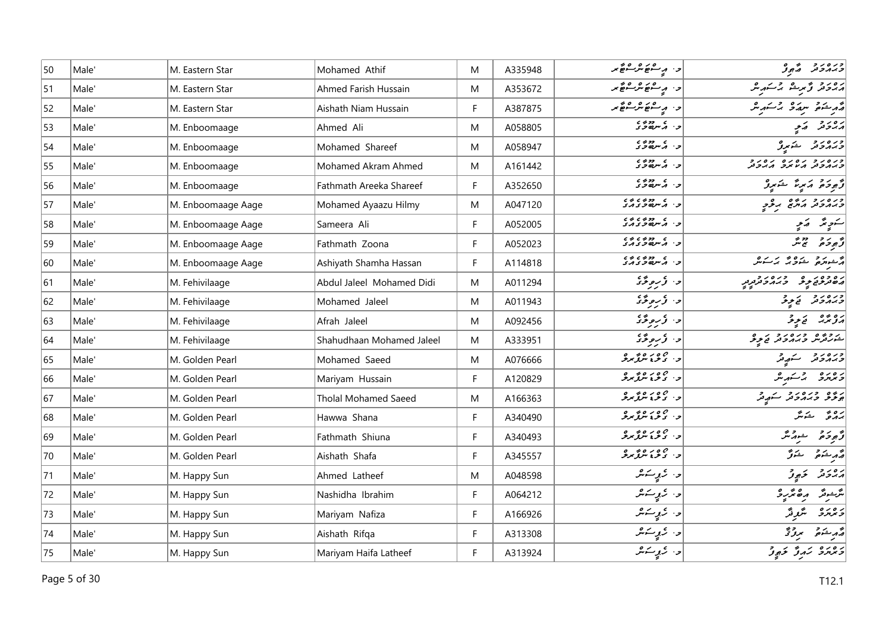| 50 | Male' | M. Eastern Star | Mohamed Athif | M | A335948 | މ. އީސްޓަރންސްޓާރ | މުޙައްމަދު އާތިފު |
|---|---|---|---|---|---|---|---|
| 51 | Male' | M. Eastern Star | Ahmed Farish Hussain | M | A353672 | މ. އީސްޓަރންސްޓާރ | އަޙްމަދު ފާރިޝް ޙުސައިން |
| 52 | Male' | M. Eastern Star | Aishath Niam Hussain | F | A387875 | މ. އީސްޓަރންސްޓާރ | އާއިޝަތު ނިޢާމް ޙުސައިން |
| 53 | Male' | M. Enboomaage | Ahmed Ali | M | A058805 | މ. އެންބޫމާގެ | އަޙްމަދު އަލި |
| 54 | Male' | M. Enboomaage | Mohamed Shareef | M | A058947 | މ. އެންބޫމާގެ | މުޙައްމަދު ޝަރީފު |
| 55 | Male' | M. Enboomaage | Mohamed Akram Ahmed | M | A161442 | މ. އެންބޫމާގެ | މުޙައްމަދު އަކްރަމް އަޙްމަދު |
| 56 | Male' | M. Enboomaage | Fathmath Areeka Shareef | F | A352650 | މ. އެންބޫމާގެ | ފާތިމަތު އަރީކާ ޝަރީފު |
| 57 | Male' | M. Enboomaage Aage | Mohamed Ayaazu Hilmy | M | A047120 | މ. އެންބޫމާގެއާގެ | މުޙައްމަދު އަޔާޒު ހިލްމީ |
| 58 | Male' | M. Enboomaage Aage | Sameera Ali | F | A052005 | މ. އެންބޫމާގެއާގެ | ސަމީރާ އަލި |
| 59 | Male' | M. Enboomaage Aage | Fathmath Zoona | F | A052023 | މ. އެންބޫމާގެއާގެ | ފާތިމަތު ޒޫނާ |
| 60 | Male' | M. Enboomaage Aage | Ashiyath Shamha Hassan | F | A114818 | މ. އެންބޫމާގެއާގެ | އާޝިޔަތު ޝަމްހާ ޙަސަން |
| 61 | Male' | M. Fehivilaage | Abdul Jaleel Mohamed Didi | M | A011294 | މ. ފެހިވިލާގެ | އަބްދުލްޖަލީލް މުޙައްމަދުދީދީ |
| 62 | Male' | M. Fehivilaage | Mohamed Jaleel | M | A011943 | މ. ފެހިވިލާގެ | މުޙައްމަދު ޖަލީލް |
| 63 | Male' | M. Fehivilaage | Afrah Jaleel | M | A092456 | މ. ފެހިވިލާގެ | އަފްރާހް ޖަލީލް |
| 64 | Male' | M. Fehivilaage | Shahudhaan Mohamed Jaleel | M | A333951 | މ. ފެހިވިލާގެ | ޝަހުދާން މުޙައްމަދު ޖަލީލް |
| 65 | Male' | M. Golden Pearl | Mohamed Saeed | M | A076666 | މ. ގޯލްޑަންޕާރލް | މުޙައްމަދު ސަޢީދު |
| 66 | Male' | M. Golden Pearl | Mariyam Hussain | F | A120829 | މ. ގޯލްޑަންޕާރލް | މަރިޔަމް ޙުސައިން |
| 67 | Male' | M. Golden Pearl | Tholal Mohamed Saeed | M | A166363 | މ. ގޯލްޑަންޕާރލް | ތޮލާލް މުޙައްމަދު ސަޢީދު |
| 68 | Male' | M. Golden Pearl | Hawwa Shana | F | A340490 | މ. ގޯލްޑަންޕާރލް | ހައްވާ ޝަނާ |
| 69 | Male' | M. Golden Pearl | Fathmath Shiuna | F | A340493 | މ. ގޯލްޑަންޕާރލް | ފާތިމަތު ޝިއުނާ |
| 70 | Male' | M. Golden Pearl | Aishath Shafa | F | A345557 | މ. ގޯލްޑަންޕާރލް | އާއިޝަތު ޝަފާ |
| 71 | Male' | M. Happy Sun | Ahmed Latheef | M | A048598 | މ. ހެޕީސަން | އަޙްމަދު ލަޠީފު |
| 72 | Male' | M. Happy Sun | Nashidha Ibrahim | F | A064212 | މ. ހެޕީސަން | ނާޝިދާ އިބްރާހީމް |
| 73 | Male' | M. Happy Sun | Mariyam Nafiza | F | A166926 | މ. ހެޕީސަން | މަރިޔަމް ނާފިޒާ |
| 74 | Male' | M. Happy Sun | Aishath Rifqa | F | A313308 | މ. ހެޕީސަން | އާއިޝަތު ރިފްޤާ |
| 75 | Male' | M. Happy Sun | Mariyam Haifa Latheef | F | A313924 | މ. ހެޕީސަން | މަރިޔަމް ހައިފާ ލަޠީފު |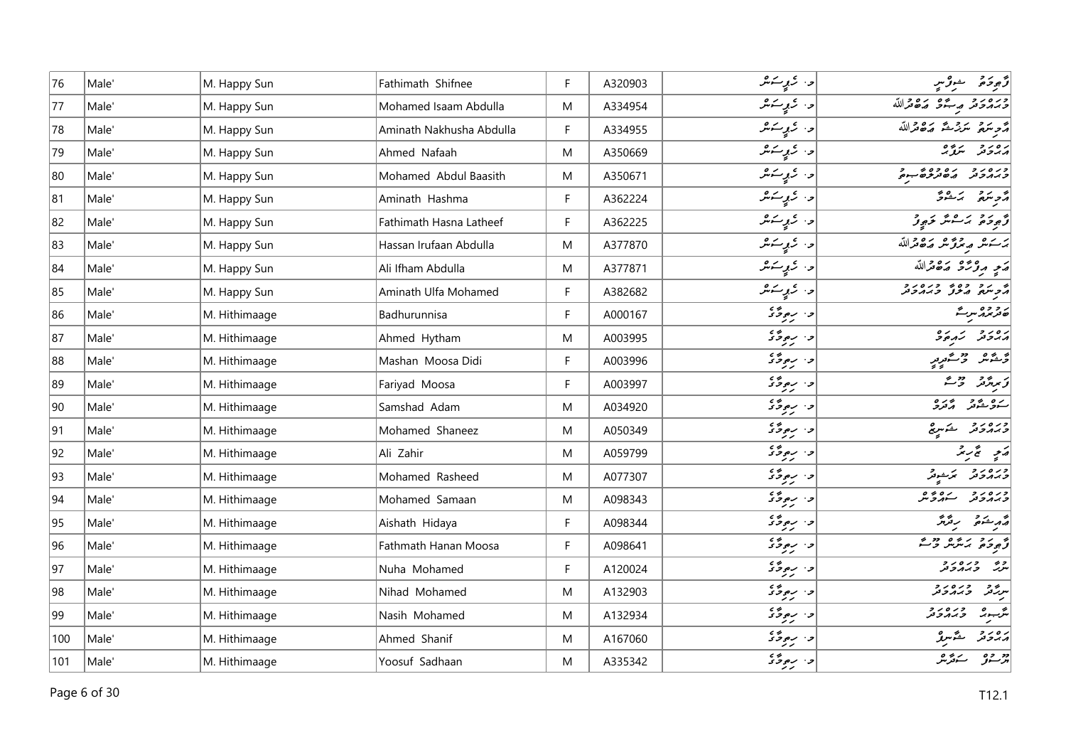| 76 | Male' | M. Happy Sun | Fathimath Shifnee | F | A320903 | މ. ހެޕީސަން | ފާތިމަތު ޝިފްނީ |
|---|---|---|---|---|---|---|---|
| 77 | Male' | M. Happy Sun | Mohamed Isaam Abdulla | M | A334954 | މ. ހެޕީސަން | މުހައްމަދު އިސާމް އަބްދުﷲ |
| 78 | Male' | M. Happy Sun | Aminath Nakhusha Abdulla | F | A334955 | މ. ހެޕީސަން | އާމިނަތު ނަޚުޝާ އަބްދުﷲ |
| 79 | Male' | M. Happy Sun | Ahmed Nafaah | M | A350669 | މ. ހެޕީސަން | އަހުމަދު ނަފާހް |
| 80 | Male' | M. Happy Sun | Mohamed Abdul Baasith | M | A350671 | މ. ހެޕީސަން | މުހައްމަދު އަބްދުލްބާސިތު |
| 81 | Male' | M. Happy Sun | Aminath Hashma | F | A362224 | މ. ހެޕީސަން | އާމިނަތު ހަޝްމާ |
| 82 | Male' | M. Happy Sun | Fathimath Hasna Latheef | F | A362225 | މ. ހެޕީސަން | ފާތިމަތު ހަސްނާ ލަޠީފު |
| 83 | Male' | M. Happy Sun | Hassan Irufaan Abdulla | M | A377870 | މ. ހެޕީސަން | ހަސަން އިރުފާން އަބްދުﷲ |
| 84 | Male' | M. Happy Sun | Ali Ifham Abdulla | M | A377871 | މ. ހެޕީސަން | އަލި އިފްހާމް އަބްދުﷲ |
| 85 | Male' | M. Happy Sun | Aminath Ulfa Mohamed | F | A382682 | މ. ހެޕީސަން | އާމިނަތު އުލްފާ މުހައްމަދު |
| 86 | Male' | M. Hithimaage | Badhurunnisa | F | A000167 | މ. ހިތިމާގެ | ބަދުރުއްނިސާ |
| 87 | Male' | M. Hithimaage | Ahmed Hytham | M | A003995 | މ. ހިތިމާގެ | އަހުމަދު ހައިތަމް |
| 88 | Male' | M. Hithimaage | Mashan Moosa Didi | F | A003996 | މ. ހިތިމާގެ | މާޝާން މޫސާދީދީ |
| 89 | Male' | M. Hithimaage | Fariyad Moosa | F | A003997 | މ. ހިތިމާގެ | ފަރިޔާދު މޫސާ |
| 90 | Male' | M. Hithimaage | Samshad Adam | M | A034920 | މ. ހިތިމާގެ | ސަމްޝާދު އާދަމް |
| 91 | Male' | M. Hithimaage | Mohamed Shaneez | M | A050349 | މ. ހިތިމާގެ | މުހައްމަދު ޝަނީޒު |
| 92 | Male' | M. Hithimaage | Ali Zahir | M | A059799 | މ. ހިތިމާގެ | އަލި ޒާހިރު |
| 93 | Male' | M. Hithimaage | Mohamed Rasheed | M | A077307 | މ. ހިތިމާގެ | މުހައްމަދު ރަޝީދު |
| 94 | Male' | M. Hithimaage | Mohamed Samaan | M | A098343 | މ. ހިތިމާގެ | މުހައްމަދު ސަމްއާން |
| 95 | Male' | M. Hithimaage | Aishath Hidaya | F | A098344 | މ. ހިތިމާގެ | އައިޝަތު ހިދާޔާ |
| 96 | Male' | M. Hithimaage | Fathmath Hanan Moosa | F | A098641 | މ. ހިތިމާގެ | ފާތިމަތު ހަނާން މޫސާ |
| 97 | Male' | M. Hithimaage | Nuha Mohamed | F | A120024 | މ. ހިތިމާގެ | ނުހާ މުހައްމަދު |
| 98 | Male' | M. Hithimaage | Nihad Mohamed | M | A132903 | މ. ހިތިމާގެ | ނިހާދު މުހައްމަދު |
| 99 | Male' | M. Hithimaage | Nasih Mohamed | M | A132934 | މ. ހިތިމާގެ | ނާސިހް މުހައްމަދު |
| 100 | Male' | M. Hithimaage | Ahmed Shanif | M | A167060 | މ. ހިތިމާގެ | އަހުމަދު ޝާނިފް |
| 101 | Male' | M. Hithimaage | Yoosuf Sadhaan | M | A335342 | މ. ހިތިމާގެ | ޔޫސުފު ސަދާން |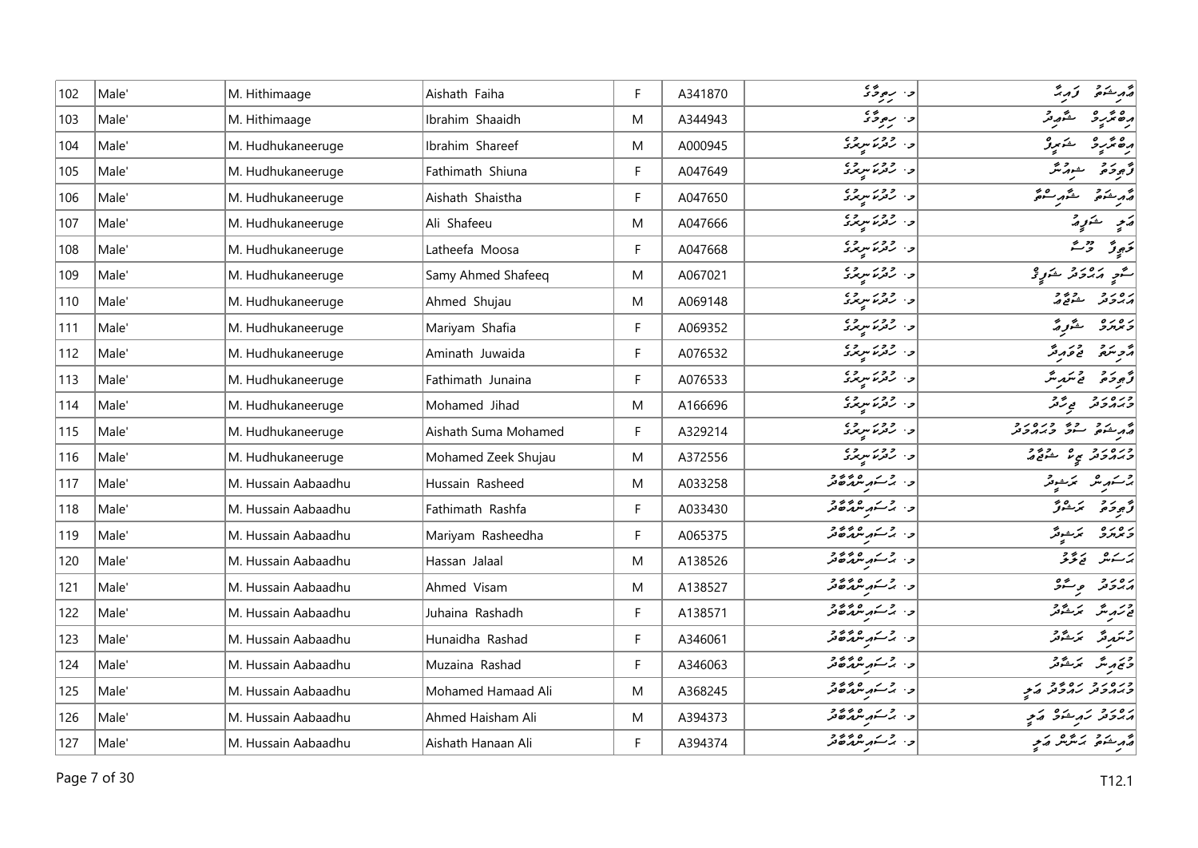| 102 | Male' | M. Hithimaage | Aishath Faiha | F | A341870 | މ. ހިތިމާގެ | އާއިޝަތު ފައިހާ |
|---|---|---|---|---|---|---|---|
| 103 | Male' | M. Hithimaage | Ibrahim Shaaidh | M | A344943 | މ. ހިތިމާގެ | އިބްރާހީމް ޝާއިދު |
| 104 | Male' | M. Hudhukaneeruge | Ibrahim Shareef | M | A000945 | މ. ހުދުކަނީރުގެ | އިބްރާހީމް ޝަރީފް |
| 105 | Male' | M. Hudhukaneeruge | Fathimath Shiuna | F | A047649 | މ. ހުދުކަނީރުގެ | ފާތިމަތު ޝިއުނާ |
| 106 | Male' | M. Hudhukaneeruge | Aishath Shaistha | F | A047650 | މ. ހުދުކަނީރުގެ | އާއިޝަތު ޝާއިސްތާ |
| 107 | Male' | M. Hudhukaneeruge | Ali Shafeeu | M | A047666 | މ. ހުދުކަނީރުގެ | އަލި ޝަފީއު |
| 108 | Male' | M. Hudhukaneeruge | Latheefa Moosa | F | A047668 | މ. ހުދުކަނީރުގެ | ލަތީފާ މޫސާ |
| 109 | Male' | M. Hudhukaneeruge | Samy Ahmed Shafeeq | M | A067021 | މ. ހުދުކަނީރުގެ | ސާމީ އަހުމަދު ޝަފީޤު |
| 110 | Male' | M. Hudhukaneeruge | Ahmed Shujau | M | A069148 | މ. ހުދުކަނީރުގެ | އަހުމަދު ޝުޖާއު |
| 111 | Male' | M. Hudhukaneeruge | Mariyam Shafia | F | A069352 | މ. ހުދުކަނީރުގެ | މަރިޔަމް ޝާފިއާ |
| 112 | Male' | M. Hudhukaneeruge | Aminath Juwaida | F | A076532 | މ. ހުދުކަނީރުގެ | އާމިނަތު ޖުވައިދާ |
| 113 | Male' | M. Hudhukaneeruge | Fathimath Junaina | F | A076533 | މ. ހުދުކަނީރުގެ | ފާތިމަތު ޖުނައިނާ |
| 114 | Male' | M. Hudhukaneeruge | Mohamed Jihad | M | A166696 | މ. ހުދުކަނީރުގެ | މުހައްމަދު ޖިހާދު |
| 115 | Male' | M. Hudhukaneeruge | Aishath Suma Mohamed | F | A329214 | މ. ހުދުކަނީރުގެ | އާއިޝަތު ސުމާ މުހައްމަދު |
| 116 | Male' | M. Hudhukaneeruge | Mohamed Zeek Shujau | M | A372556 | މ. ހުދުކަނީރުގެ | މުހައްމަދު ޒީކް ޝުޖާއު |
| 117 | Male' | M. Hussain Aabaadhu | Hussain Rasheed | M | A033258 | މ. ހުސައިން އާބާދު | ހުސައިން ރަޝީދު |
| 118 | Male' | M. Hussain Aabaadhu | Fathimath Rashfa | F | A033430 | މ. ހުސައިން އާބާދު | ފާތިމަތު ރަޝްފާ |
| 119 | Male' | M. Hussain Aabaadhu | Mariyam Rasheedha | F | A065375 | މ. ހުސައިން އާބާދު | މަރިޔަމް ރަޝީދާ |
| 120 | Male' | M. Hussain Aabaadhu | Hassan Jalaal | M | A138526 | މ. ހުސައިން އާބާދު | ހަސަން ޖަލާލް |
| 121 | Male' | M. Hussain Aabaadhu | Ahmed Visam | M | A138527 | މ. ހުސައިން އާބާދު | އަހުމަދު ވިސާމް |
| 122 | Male' | M. Hussain Aabaadhu | Juhaina Rashadh | F | A138571 | މ. ހުސައިން އާބާދު | ޖުހައިނާ ރަޝާދު |
| 123 | Male' | M. Hussain Aabaadhu | Hunaidha Rashad | F | A346061 | މ. ހުސައިން އާބާދު | ހުނައިދާ ރަޝާދު |
| 124 | Male' | M. Hussain Aabaadhu | Muzaina Rashad | F | A346063 | މ. ހުސައިން އާބާދު | މުޒައިނާ ރަޝާދު |
| 125 | Male' | M. Hussain Aabaadhu | Mohamed Hamaad Ali | M | A368245 | މ. ހުސައިން އާބާދު | މުހައްމަދު ހަމްމާދު އަލި |
| 126 | Male' | M. Hussain Aabaadhu | Ahmed Haisham Ali | M | A394373 | މ. ހުސައިން އާބާދު | އަހުމަދު ހައިޝަމް އަލި |
| 127 | Male' | M. Hussain Aabaadhu | Aishath Hanaan Ali | F | A394374 | މ. ހުސައިން އާބާދު | އާއިޝަތު ހަނާން އަލި |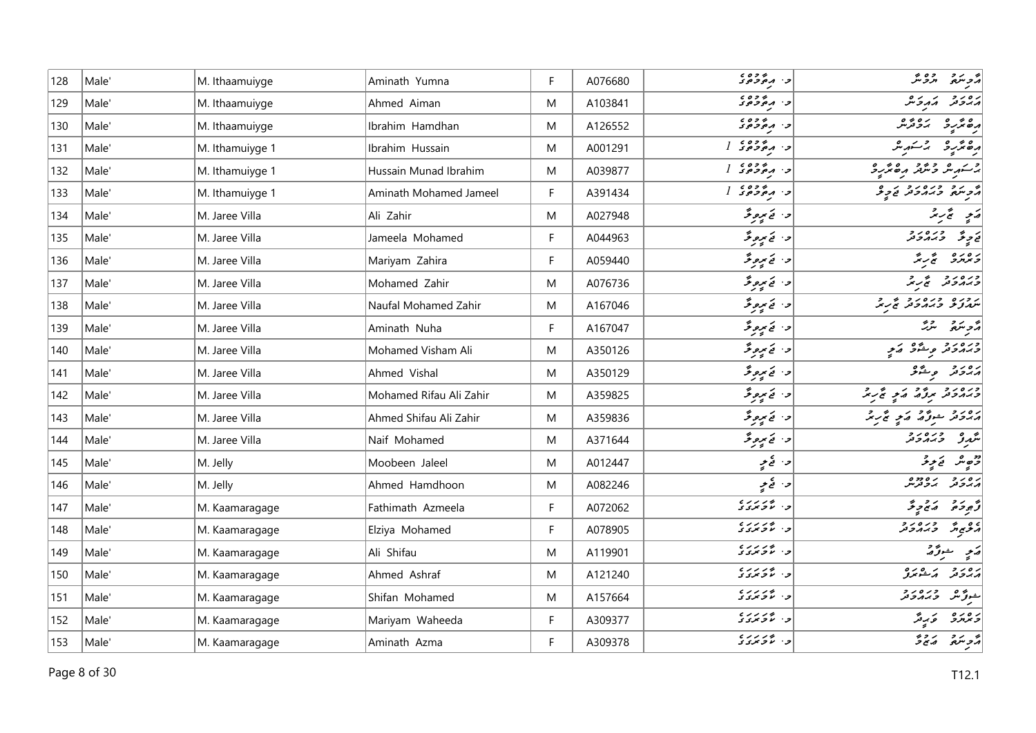| 128 | Male' | M. Ithaamuiyge | Aminath Yumna | F | A076680 | މ. އިތާމުއިގެ | އާމިނަތު ޔުމްނާ |
|---|---|---|---|---|---|---|---|
| 129 | Male' | M. Ithaamuiyge | Ahmed Aiman | M | A103841 | މ. އިތާމުއިގެ | އަހުމަދު އައިމަން |
| 130 | Male' | M. Ithaamuiyge | Ibrahim Hamdhan | M | A126552 | މ. އިތާމުއިގެ | އިބްރާހީމް ހަމްދާން |
| 131 | Male' | M. Ithamuiyge 1 | Ibrahim Hussain | M | A001291 | މ. އިތާމުއިގެ 1 | އިބްރާހީމް ހުސައިން |
| 132 | Male' | M. Ithamuiyge 1 | Hussain Munad Ibrahim | M | A039877 | މ. އިތާމުއިގެ 1 | ހުސައިން މުނާދު އިބްރާހީމް |
| 133 | Male' | M. Ithamuiyge 1 | Aminath Mohamed Jameel | F | A391434 | މ. އިތާމުއިގެ 1 | އާމިނަތު މުހައްމަދު ޖަމީލް |
| 134 | Male' | M. Jaree Villa | Ali Zahir | M | A027948 | މ. ޖަރީވިލާ | އަލި ޒާހިރު |
| 135 | Male' | M. Jaree Villa | Jameela Mohamed | F | A044963 | މ. ޖަރީވިލާ | ޖަމީލާ މުހައްމަދު |
| 136 | Male' | M. Jaree Villa | Mariyam Zahira | F | A059440 | މ. ޖަރީވިލާ | މަރިޔަމް ޒާހިރާ |
| 137 | Male' | M. Jaree Villa | Mohamed Zahir | M | A076736 | މ. ޖަރީވިލާ | މުހައްމަދު ޒާހިރު |
| 138 | Male' | M. Jaree Villa | Naufal Mohamed Zahir | M | A167046 | މ. ޖަރީވިލާ | ނައުފަލް މުހައްމަދު ޒާހިރު |
| 139 | Male' | M. Jaree Villa | Aminath Nuha | F | A167047 | މ. ޖަރީވިލާ | އާމިނަތު ނުހާ |
| 140 | Male' | M. Jaree Villa | Mohamed Visham Ali | M | A350126 | މ. ޖަރީވިލާ | މުހައްމަދު ވިޝާމް އަލި |
| 141 | Male' | M. Jaree Villa | Ahmed Vishal | M | A350129 | މ. ޖަރީވިލާ | އަހުމަދު ވިޝާލް |
| 142 | Male' | M. Jaree Villa | Mohamed Rifau Ali Zahir | M | A359825 | މ. ޖަރީވިލާ | މުހައްމަދު ރިފާއު އަލި ޒާހިރު |
| 143 | Male' | M. Jaree Villa | Ahmed Shifau Ali Zahir | M | A359836 | މ. ޖަރީވިލާ | އަހުމަދު ޝިފާއު އަލި ޒާހިރު |
| 144 | Male' | M. Jaree Villa | Naif Mohamed | M | A371644 | މ. ޖަރީވިލާ | ނާއިފް މުހައްމަދު |
| 145 | Male' | M. Jelly | Moobeen Jaleel | M | A012447 | މ. ޖެލީ | މޫބީން ޖަލީލް |
| 146 | Male' | M. Jelly | Ahmed Hamdhoon | M | A082246 | މ. ޖެލީ | އަހުމަދު ހަމްދޫން |
| 147 | Male' | M. Kaamaragage | Fathimath Azmeela | F | A072062 | މ. ކާމަރަގެ | ފާތިމަތު އަޒްމީލާ |
| 148 | Male' | M. Kaamaragage | Elziya Mohamed | F | A078905 | މ. ކާމަރަގެ | އެލްޒިޔާ މުހައްމަދު |
| 149 | Male' | M. Kaamaragage | Ali Shifau | M | A119901 | މ. ކާމަރަގެ | އަލި ޝިފާއު |
| 150 | Male' | M. Kaamaragage | Ahmed Ashraf | M | A121240 | މ. ކާމަރަގެ | އަހުމަދު އަޝްރަފް |
| 151 | Male' | M. Kaamaragage | Shifan Mohamed | M | A157664 | މ. ކާމަރަގެ | ޝިފާން މުހައްމަދު |
| 152 | Male' | M. Kaamaragage | Mariyam Waheeda | F | A309377 | މ. ކާމަރަގެ | މަރިޔަމް ވަހީދާ |
| 153 | Male' | M. Kaamaragage | Aminath Azma | F | A309378 | މ. ކާމަރަގެ | އާމިނަތު އަޒްމާ |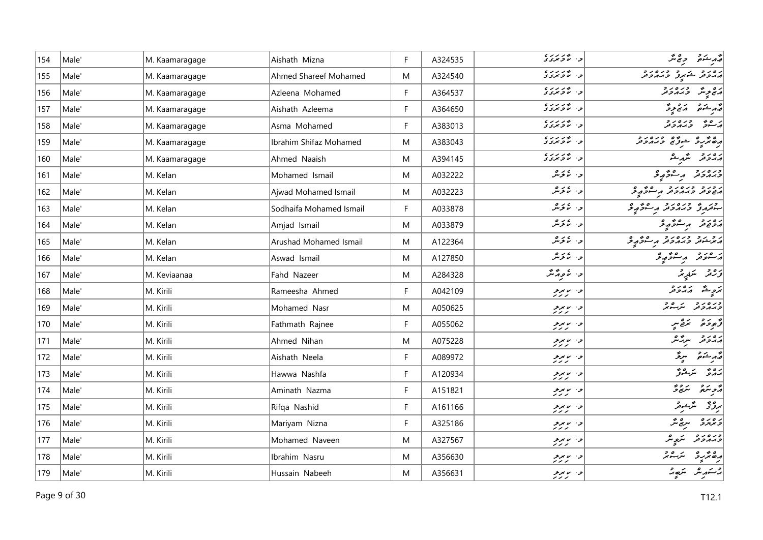| 154 | Male' | M. Kaamaragage | Aishath Mizna | F | A324535 | މ. ކާމަރަގެ | އައިށަތު މިޒްނާ |
|---|---|---|---|---|---|---|---|
| 155 | Male' | M. Kaamaragage | Ahmed Shareef Mohamed | M | A324540 | މ. ކާމަރަގެ | އަޙްމަދު ޝަރީފު މުޙައްމަދު |
| 156 | Male' | M. Kaamaragage | Azleena Mohamed | F | A364537 | މ. ކާމަރަގެ | އަޒްލީނާ މުޙައްމަދު |
| 157 | Male' | M. Kaamaragage | Aishath Azleema | F | A364650 | މ. ކާމަރަގެ | އައިށަތު އަޒްލީމާ |
| 158 | Male' | M. Kaamaragage | Asma Mohamed | F | A383013 | މ. ކާމަރަގެ | އަސްމާ މުޙައްމަދު |
| 159 | Male' | M. Kaamaragage | Ibrahim Shifaz Mohamed | M | A383043 | މ. ކާމަރަގެ | އިބްރާހީމް ޝިފާޒް މުޙައްމަދު |
| 160 | Male' | M. Kaamaragage | Ahmed Naaish | M | A394145 | މ. ކާމަރަގެ | އަޙްމަދު ނާއިޝް |
| 161 | Male' | M. Kelan | Mohamed Ismail | M | A032222 | މ. ކެލަން | މުޙައްމަދު އިސްމާޢީލް |
| 162 | Male' | M. Kelan | Ajwad Mohamed Ismail | M | A032223 | މ. ކެލަން | އަޖްވަދު މުޙައްމަދު އިސްމާޢީލް |
| 163 | Male' | M. Kelan | Sodhaifa Mohamed Ismail | F | A033878 | މ. ކެލަން | ސުދައިފާ މުޙައްމަދު އިސްމާޢީލް |
| 164 | Male' | M. Kelan | Amjad Ismail | M | A033879 | މ. ކެލަން | އަމްޖަދު އިސްމާޢީލް |
| 165 | Male' | M. Kelan | Arushad Mohamed Ismail | M | A122364 | މ. ކެލަން | އަރުޝަދު މުޙައްމަދު އިސްމާޢީލް |
| 166 | Male' | M. Kelan | Aswad Ismail | M | A127850 | މ. ކެލަން | އަސްވަދު އިސްމާޢީލް |
| 167 | Male' | M. Keviaanaa | Fahd Nazeer | M | A284328 | މ. ކެވިއާނާ | ފަހުދު ނަޒީރު |
| 168 | Male' | M. Kirili | Rameesha Ahmed | F | A042109 | މ. ކިރިލި | ރަމީޝާ އަޙްމަދު |
| 169 | Male' | M. Kirili | Mohamed Nasr | M | A050625 | މ. ކިރިލި | މުޙައްމަދު ނަސްރު |
| 170 | Male' | M. Kirili | Fathmath Rajnee | F | A055062 | މ. ކިރިލި | ފާތިމަތު ރަޖްނީ |
| 171 | Male' | M. Kirili | Ahmed Nihan | M | A075228 | މ. ކިރިލި | އަޙްމަދު ނިހާން |
| 172 | Male' | M. Kirili | Aishath Neela | F | A089972 | މ. ކިރިލި | އައިށަތު ނީލާ |
| 173 | Male' | M. Kirili | Hawwa Nashfa | F | A120934 | މ. ކިރިލި | ހައްވާ ނަޝްފާ |
| 174 | Male' | M. Kirili | Aminath Nazma | F | A151821 | މ. ކިރިލި | އާމިނަތު ނަޒްމާ |
| 175 | Male' | M. Kirili | Rifqa Nashid | F | A161166 | މ. ކިރިލި | ރިފްޤާ ނާޝިދު |
| 176 | Male' | M. Kirili | Mariyam Nizna | F | A325186 | މ. ކިރިލި | މަރިޔަމް ނިޒްނާ |
| 177 | Male' | M. Kirili | Mohamed Naveen | M | A327567 | މ. ކިރިލި | މުޙައްމަދު ނަވީން |
| 178 | Male' | M. Kirili | Ibrahim Nasru | M | A356630 | މ. ކިރިލި | އިބްރާހީމް ނަސްރު |
| 179 | Male' | M. Kirili | Hussain Nabeeh | M | A356631 | މ. ކިރިލި | ހުސައިން ނަބީހު |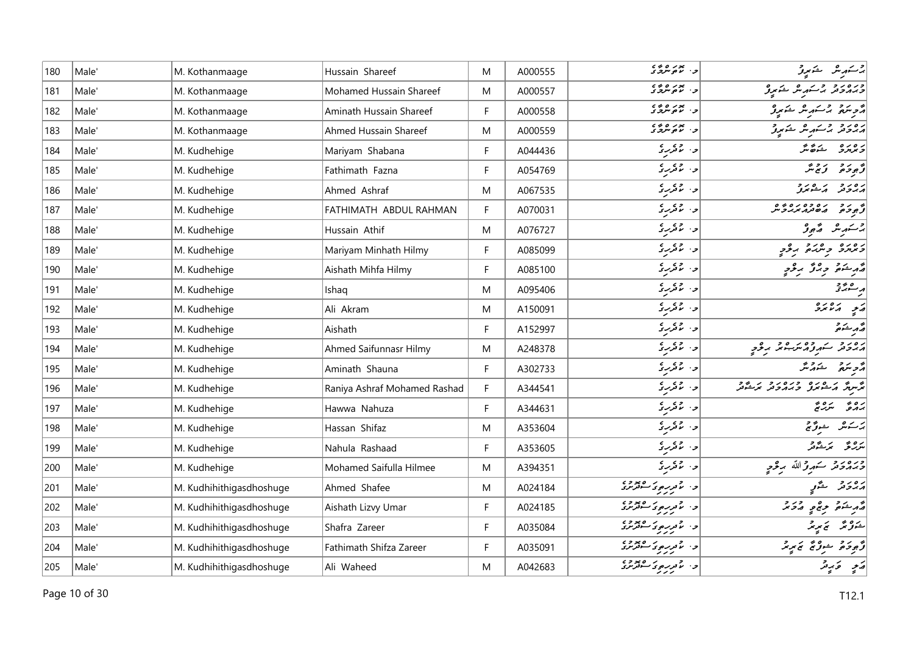| 180 | Male' | M. Kothanmaage | Hussain Shareef | M | A000555 | د. ކޮތަންމާގެ | ޙުސައިން ޝަރީފް |
|---|---|---|---|---|---|---|---|
| 181 | Male' | M. Kothanmaage | Mohamed Hussain Shareef | M | A000557 | د. ކޮތަންމާގެ | މުޙައްމަދު ޙުސައިން ޝަރީފް |
| 182 | Male' | M. Kothanmaage | Aminath Hussain Shareef | F | A000558 | د. ކޮތަންމާގެ | އާމިނަތު ޙުސައިން ޝަރީފް |
| 183 | Male' | M. Kothanmaage | Ahmed Hussain Shareef | M | A000559 | د. ކޮތަންމާގެ | އަޙްމަދު ޙުސައިން ޝަރީފް |
| 184 | Male' | M. Kudhehige | Mariyam Shabana | F | A044436 | د. ކުދެހިގެ | މަރިޔަމް ޝަބާނާ |
| 185 | Male' | M. Kudhehige | Fathimath Fazna | F | A054769 | د. ކުދެހިގެ | ފާތިމަތު ފަޒްނާ |
| 186 | Male' | M. Kudhehige | Ahmed Ashraf | M | A067535 | د. ކުދެހިގެ | އަޙްމަދު އަޝްރަފް |
| 187 | Male' | M. Kudhehige | FATHIMATH ABDUL RAHMAN | F | A070031 | د. ކުދެހިގެ | ފާތިމަތު އަބްދުއްރަޙްމާން |
| 188 | Male' | M. Kudhehige | Hussain Athif | M | A076727 | د. ކުދެހިގެ | ޙުސައިން އާތިފް |
| 189 | Male' | M. Kudhehige | Mariyam Minhath Hilmy | F | A085099 | د. ކުދެހިގެ | މަރިޔަމް މިންހަތު ހިލްމީ |
| 190 | Male' | M. Kudhehige | Aishath Mihfa Hilmy | F | A085100 | د. ކުދެހިގެ | އައިޝަތު މިހްފާ ހިލްމީ |
| 191 | Male' | M. Kudhehige | Ishaq | M | A095406 | د. ކުދެހިގެ | އިސްޙާޤު |
| 192 | Male' | M. Kudhehige | Ali Akram | M | A150091 | د. ކުދެހިގެ | އަލި އަކްރަމް |
| 193 | Male' | M. Kudhehige | Aishath | F | A152997 | د. ކުދެހިގެ | އައިޝަތު |
| 194 | Male' | M. Kudhehige | Ahmed Saifunnasr Hilmy | M | A248378 | د. ކުދެހިގެ | އަޙްމަދު ސައިފުއްނަސްރު ހިލްމީ |
| 195 | Male' | M. Kudhehige | Aminath Shauna | F | A302733 | د. ކުދެހިގެ | އާމިނަތު ޝައުނާ |
| 196 | Male' | M. Kudhehige | Raniya Ashraf Mohamed Rashad | F | A344541 | د. ކުދެހިގެ | ރާނިޔާ އަޝްރަފް މުޙައްމަދު ރަޝާދު |
| 197 | Male' | M. Kudhehige | Hawwa Nahuza | F | A344631 | د. ކުދެހިގެ | ހައްވާ ނަހުޒާ |
| 198 | Male' | M. Kudhehige | Hassan Shifaz | M | A353604 | د. ކުދެހިގެ | ހަސަން ޝިފާޒް |
| 199 | Male' | M. Kudhehige | Nahula Rashaad | F | A353605 | د. ކުދެހިގެ | ނަހުލާ ރަޝާދު |
| 200 | Male' | M. Kudhehige | Mohamed Saifulla Hilmee | M | A394351 | د. ކުދެހިގެ | މުޙައްމަދު ސައިފުﷲ ހިލްމީ |
| 201 | Male' | M. Kudhihithigasdhoshuge | Ahmed Shafee | M | A024184 | د. ކުދިހިތިގަސްދޮށުގެ | އަޙްމަދު ޝާފީ |
| 202 | Male' | M. Kudhihithigasdhoshuge | Aishath Lizvy Umar | F | A024185 | د. ކުދިހިތިގަސްދޮށުގެ | އައިޝަތު ލިޒްވީ އުމަރު |
| 203 | Male' | M. Kudhihithigasdhoshuge | Shafra Zareer | F | A035084 | د. ކުދިހިތިގަސްދޮށުގެ | ޝަފްރާ ޒަރީރު |
| 204 | Male' | M. Kudhihithigasdhoshuge | Fathimath Shifza Zareer | F | A035091 | د. ކުދިހިތިގަސްދޮށުގެ | ފާތިމަތު ޝިފްޒާ ޒަރީރު |
| 205 | Male' | M. Kudhihithigasdhoshuge | Ali Waheed | M | A042683 | د. ކުދިހިތިގަސްދޮށުގެ | އަލި ވަހީދު |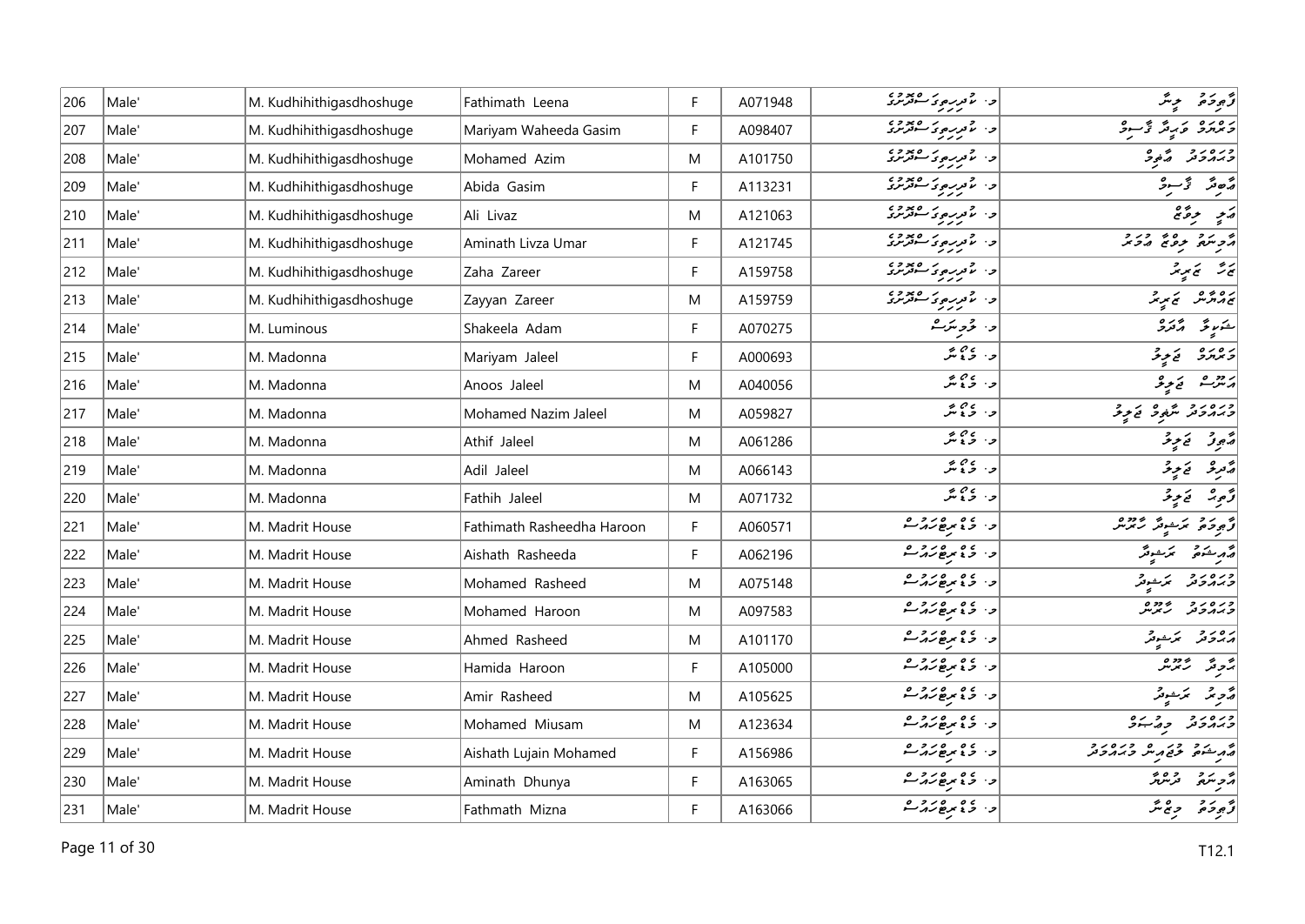| 206 | Male' | M. Kudhihithigasdhoshuge | Fathimath Leena | F | A071948 | މ. ކުދިހިތިގަސްދޮށުގެ | ފާތިމަތު ލީނާ |
|---|---|---|---|---|---|---|---|
| 207 | Male' | M. Kudhihithigasdhoshuge | Mariyam Waheeda Gasim | F | A098407 | މ. ކުދިހިތިގަސްދޮށުގެ | މަރިޔަމް ވަހީދާ ޤާސިމް |
| 208 | Male' | M. Kudhihithigasdhoshuge | Mohamed Azim | M | A101750 | މ. ކުދިހިތިގަސްދޮށުގެ | މުހައްމަދު އާޒިމް |
| 209 | Male' | M. Kudhihithigasdhoshuge | Abida Gasim | F | A113231 | މ. ކުދިހިތިގަސްދޮށުގެ | އާބިދާ ޤާސިމް |
| 210 | Male' | M. Kudhihithigasdhoshuge | Ali Livaz | M | A121063 | މ. ކުދިހިތިގަސްދޮށުގެ | އަލި ލިވާޒް |
| 211 | Male' | M. Kudhihithigasdhoshuge | Aminath Livza Umar | F | A121745 | މ. ކުދިހިތިގަސްދޮށުގެ | އާމިނަތު ލިވްޒާ އުމަރު |
| 212 | Male' | M. Kudhihithigasdhoshuge | Zaha Zareer | F | A159758 | މ. ކުދިހިތިގަސްދޮށުގެ | ޒަހާ ޒަރީރު |
| 213 | Male' | M. Kudhihithigasdhoshuge | Zayyan Zareer | M | A159759 | މ. ކުދިހިތިގަސްދޮށުގެ | ޒައްޔާން ޒަރީރު |
| 214 | Male' | M. Luminous | Shakeela Adam | F | A070275 | މ. ލުމިނަސް | ޝަކީލާ އާދަމް |
| 215 | Male' | M. Madonna | Mariyam Jaleel | F | A000693 | މ. މެޑޮނާ | މަރިޔަމް ޖަލީލް |
| 216 | Male' | M. Madonna | Anoos Jaleel | M | A040056 | މ. މެޑޮނާ | އަނޫސް ޖަލީލް |
| 217 | Male' | M. Madonna | Mohamed Nazim Jaleel | M | A059827 | މ. މެޑޮނާ | މުހައްމަދު ނާޒިމް ޖަލީލް |
| 218 | Male' | M. Madonna | Athif Jaleel | M | A061286 | މ. މެޑޮނާ | އާތިފް ޖަލީލް |
| 219 | Male' | M. Madonna | Adil Jaleel | M | A066143 | މ. މެޑޮނާ | އާދިލް ޖަލީލް |
| 220 | Male' | M. Madonna | Fathih Jaleel | M | A071732 | މ. މެޑޮނާ | ފާތިހް ޖަލީލް |
| 221 | Male' | M. Madrit House | Fathimath Rasheedha Haroon | F | A060571 | މ. މެޑްރިޓްހައުސް | ފާތިމަތު ރަޝީދާ ހާރޫން |
| 222 | Male' | M. Madrit House | Aishath Rasheeda | F | A062196 | މ. މެޑްރިޓްހައުސް | އާއިޝަތު ރަޝީދާ |
| 223 | Male' | M. Madrit House | Mohamed Rasheed | M | A075148 | މ. މެޑްރިޓްހައުސް | މުހައްމަދު ރަޝީދު |
| 224 | Male' | M. Madrit House | Mohamed Haroon | M | A097583 | މ. މެޑްރިޓްހައުސް | މުހައްމަދު ހާރޫން |
| 225 | Male' | M. Madrit House | Ahmed Rasheed | M | A101170 | މ. މެޑްރިޓްހައުސް | އަހްމަދު ރަޝީދު |
| 226 | Male' | M. Madrit House | Hamida Haroon | F | A105000 | މ. މެޑްރިޓްހައުސް | ހާމިދާ ހާރޫން |
| 227 | Male' | M. Madrit House | Amir Rasheed | M | A105625 | މ. މެޑްރިޓްހައުސް | އާމިރު ރަޝީދު |
| 228 | Male' | M. Madrit House | Mohamed Miusam | M | A123634 | މ. މެޑްރިޓްހައުސް | މުހައްމަދު މިއުސަމް |
| 229 | Male' | M. Madrit House | Aishath Lujain Mohamed | F | A156986 | މ. މެޑްރިޓްހައުސް | އާއިޝަތު ލުޖައިން މުހައްމަދު |
| 230 | Male' | M. Madrit House | Aminath Dhunya | F | A163065 | މ. މެޑްރިޓްހައުސް | އާމިނަތު ދުންޔާ |
| 231 | Male' | M. Madrit House | Fathmath Mizna | F | A163066 | މ. މެޑްރިޓްހައުސް | ފާތިމަތު މިޒްނާ |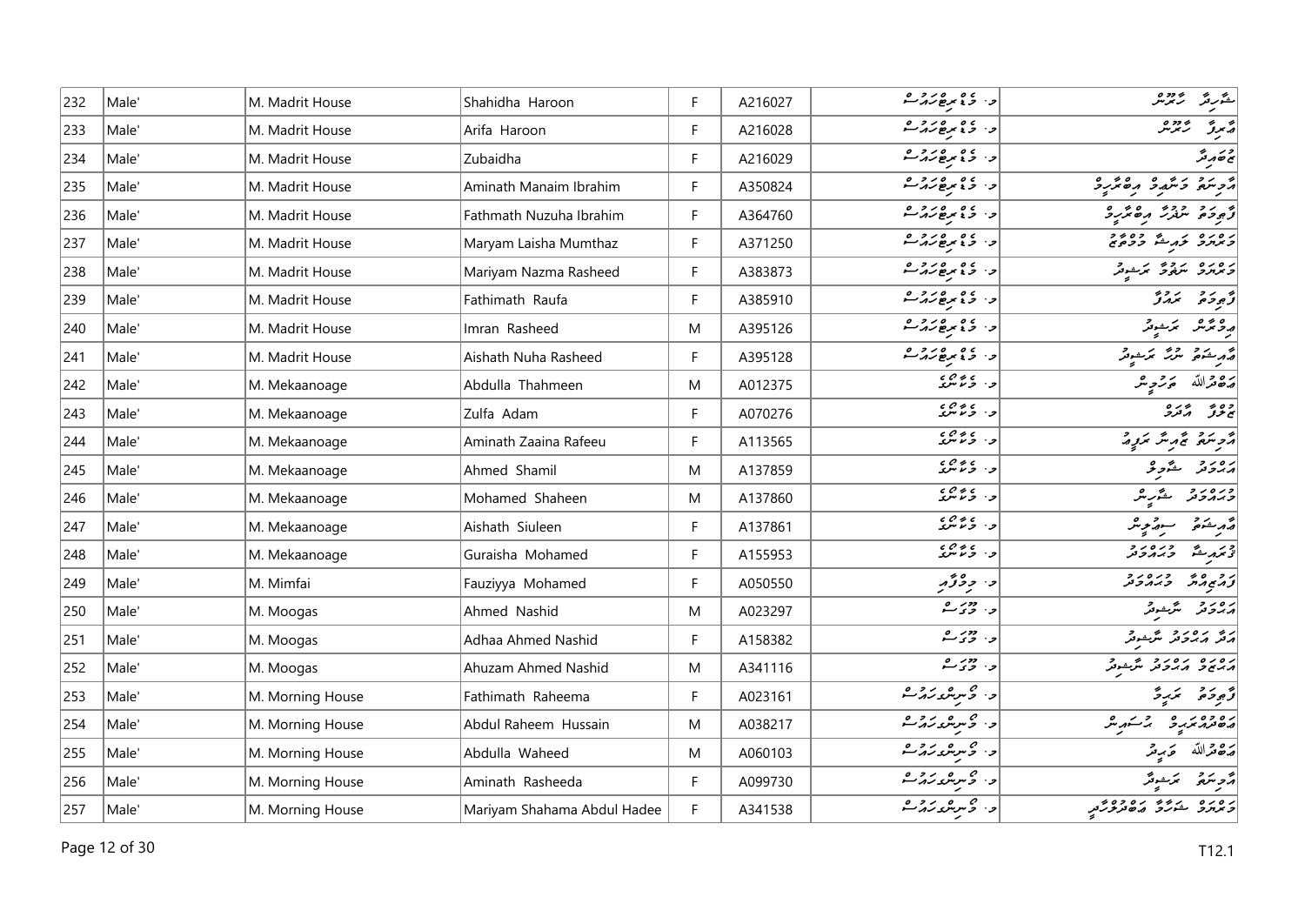| 232 | Male' | M. Madrit House | Shahidha Haroon | F | A216027 | މ. މެޑްރިޑްހައުސް | ޝާހިދާ ހާރޫން |
|---|---|---|---|---|---|---|---|
| 233 | Male' | M. Madrit House | Arifa Haroon | F | A216028 | މ. މެޑްރިޑްހައުސް | އާރިފާ ހާރޫން |
| 234 | Male' | M. Madrit House | Zubaidha | F | A216029 | މ. މެޑްރިޑްހައުސް | ޒުބައިދާ |
| 235 | Male' | M. Madrit House | Aminath Manaim Ibrahim | F | A350824 | މ. މެޑްރިޑްހައުސް | އާމިނަތު މަނާއިމް އިބްރާހީމް |
| 236 | Male' | M. Madrit House | Fathmath Nuzuha Ibrahim | F | A364760 | މ. މެޑްރިޑްހައުސް | ފާތިމަތު ނުޒުހާ އިބްރާހީމް |
| 237 | Male' | M. Madrit House | Maryam Laisha Mumthaz | F | A371250 | މ. މެޑްރިޑްހައުސް | މަރިޔަމް ލައިޝާ މުމްތާޒު |
| 238 | Male' | M. Madrit House | Mariyam Nazma Rasheed | F | A383873 | މ. މެޑްރިޑްހައުސް | މަރިޔަމް ނަޒްމާ ރަޝީދު |
| 239 | Male' | M. Madrit House | Fathimath Raufa | F | A385910 | މ. މެޑްރިޑްހައުސް | ފާތިމަތު ރައުފާ |
| 240 | Male' | M. Madrit House | Imran Rasheed | M | A395126 | މ. މެޑްރިޑްހައުސް | އިމްރާން ރަޝީދު |
| 241 | Male' | M. Madrit House | Aishath Nuha Rasheed | F | A395128 | މ. މެޑްރިޑްހައުސް | އާއިޝަތު ނުހާ ރަޝީދު |
| 242 | Male' | M. Mekaanoage | Abdulla Thahmeen | M | A012375 | މ. މެކާނޯގެ | އަބްދުﷲ ތަހުމީން |
| 243 | Male' | M. Mekaanoage | Zulfa Adam | F | A070276 | މ. މެކާނޯގެ | ޒުލްފާ އާދަމް |
| 244 | Male' | M. Mekaanoage | Aminath Zaaina Rafeeu | F | A113565 | މ. މެކާނޯގެ | އާމިނަތު ޒާއިނާ ރަފީއު |
| 245 | Male' | M. Mekaanoage | Ahmed Shamil | M | A137859 | މ. މެކާނޯގެ | އަޙްމަދު ޝާމިލް |
| 246 | Male' | M. Mekaanoage | Mohamed Shaheen | M | A137860 | މ. މެކާނޯގެ | މުޙައްމަދު ޝާހީން |
| 247 | Male' | M. Mekaanoage | Aishath Siuleen | F | A137861 | މ. މެކާނޯގެ | އާއިޝަތު ސިއުލީން |
| 248 | Male' | M. Mekaanoage | Guraisha Mohamed | F | A155953 | މ. މެކާނޯގެ | ގުރައިޝާ މުޙައްމަދު |
| 249 | Male' | M. Mimfai | Fauziyya Mohamed | F | A050550 | މ. މިމްފައި | ފައުޒިއްޔާ މުޙައްމަދު |
| 250 | Male' | M. Moogas | Ahmed Nashid | M | A023297 | މ. މޫގަސް | އަޙްމަދު ނާޝިދު |
| 251 | Male' | M. Moogas | Adhaa Ahmed Nashid | F | A158382 | މ. މޫގަސް | އަދާ އަޙްމަދު ނާޝިދު |
| 252 | Male' | M. Moogas | Ahuzam Ahmed Nashid | M | A341116 | މ. މޫގަސް | އަހުޒަމް އަޙްމަދު ނާޝިދު |
| 253 | Male' | M. Morning House | Fathimath Raheema | F | A023161 | މ. މޯނިންގހައުސް | ފާތިމަތު ރަހީމާ |
| 254 | Male' | M. Morning House | Abdul Raheem Hussain | M | A038217 | މ. މޯނިންގހައުސް | އަބްދުއްރަހީމް ހުސައިން |
| 255 | Male' | M. Morning House | Abdulla Waheed | M | A060103 | މ. މޯނިންގހައުސް | އަބްދުﷲ ވަހީދު |
| 256 | Male' | M. Morning House | Aminath Rasheeda | F | A099730 | މ. މޯނިންގހައުސް | އާމިނަތު ރަޝީދާ |
| 257 | Male' | M. Morning House | Mariyam Shahama Abdul Hadee | F | A341538 | މ. މޯނިންގހައުސް | މަރިޔަމް ޝަހާމާ އަބްދުލްހާދީ |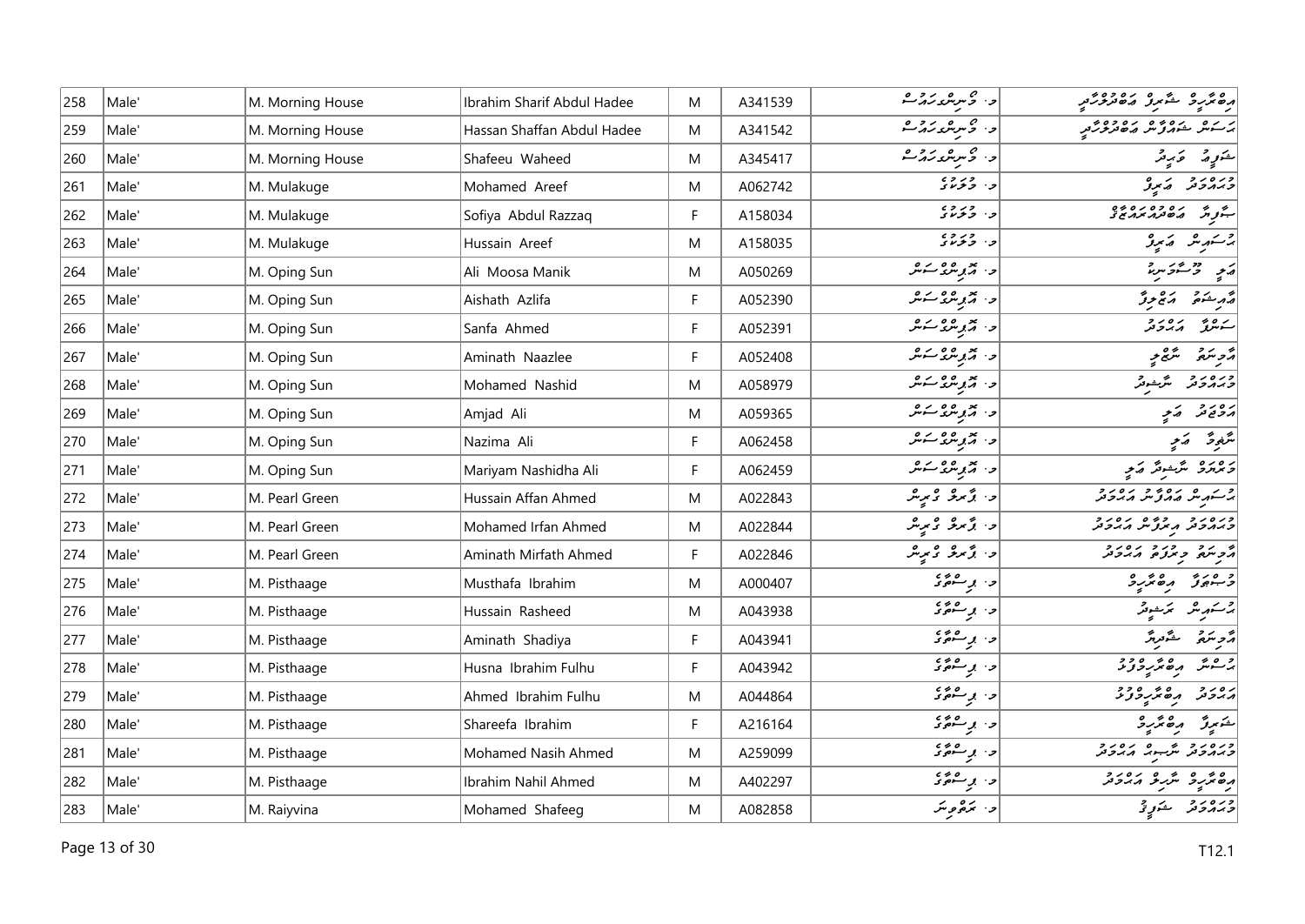| 258 | Male' | M. Morning House | Ibrahim Sharif Abdul Hadee | M | A341539 | މ. މޯނިންގ ހައުސް | އިބްރާހީމް ޝާރިފް އަބްދުލްހާދީ |
|---|---|---|---|---|---|---|---|
| 259 | Male' | M. Morning House | Hassan Shaffan Abdul Hadee | M | A341542 | މ. މޯނިންގ ހައުސް | ހަސަން ޝައްފާން އަބްދުލްހާދީ |
| 260 | Male' | M. Morning House | Shafeeu Waheed | M | A345417 | މ. މޯނިންގ ހައުސް | ޝަފީޢު ވަހީދު |
| 261 | Male' | M. Mulakuge | Mohamed Areef | M | A062742 | މ. މުލަކުގެ | މުޙައްމަދު އަރީފް |
| 262 | Male' | M. Mulakuge | Sofiya Abdul Razzaq | F | A158034 | މ. މުލަކުގެ | ސޯފިޔާ އަބްދުއްރައްޒާޤު |
| 263 | Male' | M. Mulakuge | Hussain Areef | M | A158035 | މ. މުލަކުގެ | ހުސައިން އަރީފް |
| 264 | Male' | M. Oping Sun | Ali Moosa Manik | M | A050269 | މ. އޯޕިންގ ސަން | އަލި މޫސާމަނިކު |
| 265 | Male' | M. Oping Sun | Aishath Azlifa | F | A052390 | މ. އޯޕިންގ ސަން | އައިޝަތު އަޒްލިފާ |
| 266 | Male' | M. Oping Sun | Sanfa Ahmed | F | A052391 | މ. އޯޕިންގ ސަން | ސަންފާ އަޙްމަދު |
| 267 | Male' | M. Oping Sun | Aminath Naazlee | F | A052408 | މ. އޯޕިންގ ސަން | އާމިނަތު ނާޒްލީ |
| 268 | Male' | M. Oping Sun | Mohamed Nashid | M | A058979 | މ. އޯޕިންގ ސަން | މުޙައްމަދު ނާޝިދު |
| 269 | Male' | M. Oping Sun | Amjad Ali | M | A059365 | މ. އޯޕިންގ ސަން | އަމްޖަދު އަލި |
| 270 | Male' | M. Oping Sun | Nazima Ali | F | A062458 | މ. އޯޕިންގ ސަން | ނާޒިމާ އަލި |
| 271 | Male' | M. Oping Sun | Mariyam Nashidha Ali | F | A062459 | މ. އޯޕިންގ ސަން | މަރިޔަމް ނާޝިދާ އަލި |
| 272 | Male' | M. Pearl Green | Hussain Affan Ahmed | M | A022843 | މ. ޕާރލް ގުރީން | ހުސައިން އައްފާން އަޙްމަދު |
| 273 | Male' | M. Pearl Green | Mohamed Irfan Ahmed | M | A022844 | މ. ޕާރލް ގުރީން | މުޙައްމަދު އިރުފާން އަޙްމަދު |
| 274 | Male' | M. Pearl Green | Aminath Mirfath Ahmed | F | A022846 | މ. ޕާރލް ގުރީން | އާމިނަތު މިރުފަތު އަޙްމަދު |
| 275 | Male' | M. Pisthaage | Musthafa Ibrahim | M | A000407 | މ. ޕިސްތާގެ | މުސްތަފާ އިބްރާހީމް |
| 276 | Male' | M. Pisthaage | Hussain Rasheed | M | A043938 | މ. ޕިސްތާގެ | ހުސައިން ރަޝީދު |
| 277 | Male' | M. Pisthaage | Aminath Shadiya | F | A043941 | މ. ޕިސްތާގެ | އާމިނަތު ޝާދިޔާ |
| 278 | Male' | M. Pisthaage | Husna Ibrahim Fulhu | F | A043942 | މ. ޕިސްތާގެ | ހުސްނާ އިބްރާހީމްފުޅު |
| 279 | Male' | M. Pisthaage | Ahmed Ibrahim Fulhu | M | A044864 | މ. ޕިސްތާގެ | އަޙްމަދު އިބްރާހީމްފުޅު |
| 280 | Male' | M. Pisthaage | Shareefa Ibrahim | F | A216164 | މ. ޕިސްތާގެ | ޝަރީފާ އިބްރާހީމް |
| 281 | Male' | M. Pisthaage | Mohamed Nasih Ahmed | M | A259099 | މ. ޕިސްތާގެ | މުޙައްމަދު ނާސިހު އަޙްމަދު |
| 282 | Male' | M. Pisthaage | Ibrahim Nahil Ahmed | M | A402297 | މ. ޕިސްތާގެ | އިބްރާހީމް ނާހިލް އަޙްމަދު |
| 283 | Male' | M. Raiyvina | Mohamed Shafeeg | M | A082858 | މ. ރައްވިނަ | މުޙައްމަދު ޝަފީގު |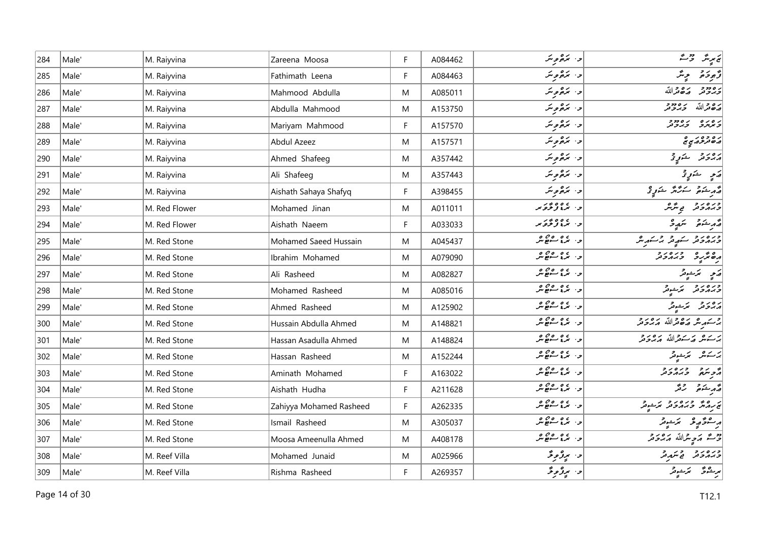| 284 | Male' | M. Raiyvina | Zareena Moosa | F | A084462 | މ. ރައިވިނަ | ޒަރީނާ މޫސާ |
|---|---|---|---|---|---|---|---|
| 285 | Male' | M. Raiyvina | Fathimath Leena | F | A084463 | މ. ރައިވިނަ | ފާތިމަތު ލީނާ |
| 286 | Male' | M. Raiyvina | Mahmood Abdulla | M | A085011 | މ. ރައިވިނަ | މަޙްމޫދު އަބްދުﷲ |
| 287 | Male' | M. Raiyvina | Abdulla Mahmood | M | A153750 | މ. ރައިވިނަ | އަބްދުﷲ މަޙްމޫދު |
| 288 | Male' | M. Raiyvina | Mariyam Mahmood | F | A157570 | މ. ރައިވިނަ | މަރިޔަމް މަޙްމޫދު |
| 289 | Male' | M. Raiyvina | Abdul Azeez | M | A157571 | މ. ރައިވިނަ | އަބްދުލްއަޒީޒް |
| 290 | Male' | M. Raiyvina | Ahmed Shafeeg | M | A357442 | މ. ރައިވިނަ | އަޙްމަދު ޝަފީގު |
| 291 | Male' | M. Raiyvina | Ali Shafeeg | M | A357443 | މ. ރައިވިނަ | އަލި ޝަފީގު |
| 292 | Male' | M. Raiyvina | Aishath Sahaya Shafyq | F | A398455 | މ. ރައިވިނަ | އާއިޝަތު ސަހާޔާ ޝަފީގު |
| 293 | Male' | M. Red Flower | Mohamed Jinan | M | A011011 | މ. ރެޑްފްލާވަރ | މުޙައްމަދު ޖިނާން |
| 294 | Male' | M. Red Flower | Aishath Naeem | F | A033033 | މ. ރެޑްފްލާވަރ | އާއިޝަތު ނަޢީމް |
| 295 | Male' | M. Red Stone | Mohamed Saeed Hussain | M | A045437 | މ. ރެޑްސްޓޯން | މުޙައްމަދު ސައީދު ޙުސައިން |
| 296 | Male' | M. Red Stone | Ibrahim Mohamed | M | A079090 | މ. ރެޑްސްޓޯން | އިބްރާހީމް މުޙައްމަދު |
| 297 | Male' | M. Red Stone | Ali Rasheed | M | A082827 | މ. ރެޑްސްޓޯން | އަލި ރަޝީދު |
| 298 | Male' | M. Red Stone | Mohamed Rasheed | M | A085016 | މ. ރެޑްސްޓޯން | މުޙައްމަދު ރަޝީދު |
| 299 | Male' | M. Red Stone | Ahmed Rasheed | M | A125902 | މ. ރެޑްސްޓޯން | އަޙްމަދު ރަޝީދު |
| 300 | Male' | M. Red Stone | Hussain Abdulla Ahmed | M | A148821 | މ. ރެޑްސްޓޯން | ޙުސައިން އަބްދުﷲ އަޙްމަދު |
| 301 | Male' | M. Red Stone | Hassan Asadulla Ahmed | M | A148824 | މ. ރެޑްސްޓޯން | ޙަސަން އަސަދުﷲ އަޙްމަދު |
| 302 | Male' | M. Red Stone | Hassan Rasheed | M | A152244 | މ. ރެޑްސްޓޯން | ޙަސަން ރަޝީދު |
| 303 | Male' | M. Red Stone | Aminath Mohamed | F | A163022 | މ. ރެޑްސްޓޯން | އާމިނަތު މުޙައްމަދު |
| 304 | Male' | M. Red Stone | Aishath Hudha | F | A211628 | މ. ރެޑްސްޓޯން | އާއިޝަތު ހުދާ |
| 305 | Male' | M. Red Stone | Zahiyya Mohamed Rasheed | F | A262335 | މ. ރެޑްސްޓޯން | ޒަހިއްޔާ މުޙައްމަދު ރަޝީދު |
| 306 | Male' | M. Red Stone | Ismail Rasheed | M | A305037 | މ. ރެޑްސްޓޯން | އިސްމާޢިލް ރަޝީދު |
| 307 | Male' | M. Red Stone | Moosa Ameenulla Ahmed | M | A408178 | މ. ރެޑްސްޓޯން | މޫސާ އަމީނުﷲ އަޙްމަދު |
| 308 | Male' | M. Reef Villa | Mohamed Junaid | M | A025966 | މ. ރީފްވިލާ | މުޙައްމަދު ޖުނައިދު |
| 309 | Male' | M. Reef Villa | Rishma Rasheed | F | A269357 | މ. ރީފްވިލާ | ރިޝްމާ ރަޝީދު |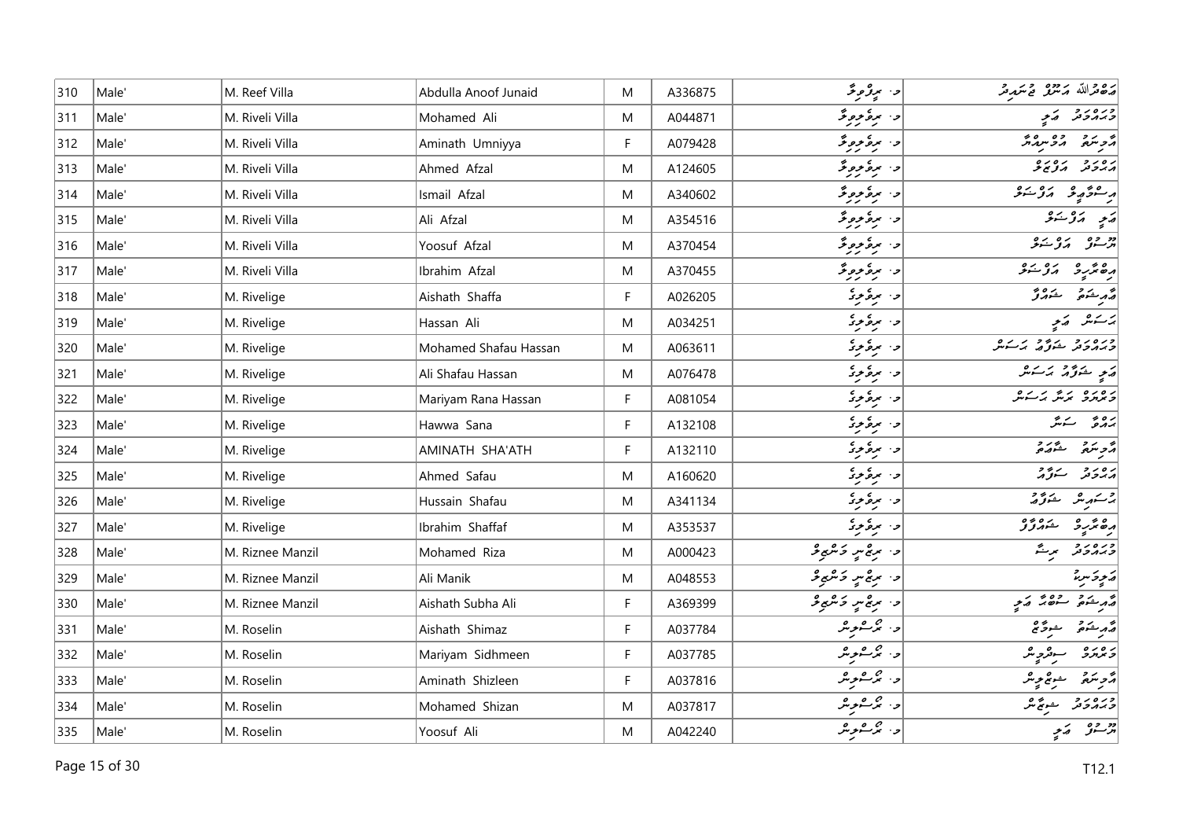| 310 | Male' | M. Reef Villa | Abdulla Anoof Junaid | M | A336875 | މ. ރީފްވިލާ | އަބްދުﷲ އަނޫފް ޖުނައިދު |
|---|---|---|---|---|---|---|---|
| 311 | Male' | M. Riveli Villa | Mohamed Ali | M | A044871 | މ. ރިވެލިވިލާ | މުހައްމަދު އަލި |
| 312 | Male' | M. Riveli Villa | Aminath Umniyya | F | A079428 | މ. ރިވެލިވިލާ | އާމިނަތު އުމްނިއްޔާ |
| 313 | Male' | M. Riveli Villa | Ahmed Afzal | M | A124605 | މ. ރިވެލިވިލާ | އަހުމަދު އަފްޒަލް |
| 314 | Male' | M. Riveli Villa | Ismail Afzal | M | A340602 | މ. ރިވެލިވިލާ | އިސްމާއީލް އަފްސަލް |
| 315 | Male' | M. Riveli Villa | Ali Afzal | M | A354516 | މ. ރިވެލިވިލާ | އަލި އަފްސަލް |
| 316 | Male' | M. Riveli Villa | Yoosuf Afzal | M | A370454 | މ. ރިވެލިވިލާ | ޔޫސުފް އަފްސަލް |
| 317 | Male' | M. Riveli Villa | Ibrahim Afzal | M | A370455 | މ. ރިވެލިވިލާ | އިބްރާހީމް އަފްސަލް |
| 318 | Male' | M. Rivelige | Aishath Shaffa | F | A026205 | މ. ރިވެލިގެ | އާއިޝަތު ޝައްފާ |
| 319 | Male' | M. Rivelige | Hassan Ali | M | A034251 | މ. ރިވެލިގެ | ހަސަން އަލި |
| 320 | Male' | M. Rivelige | Mohamed Shafau Hassan | M | A063611 | މ. ރިވެލިގެ | މުހައްމަދު ޝަފާއު ހަސަން |
| 321 | Male' | M. Rivelige | Ali Shafau Hassan | M | A076478 | މ. ރިވެލިގެ | އަލި ޝަފާއު ހަސަން |
| 322 | Male' | M. Rivelige | Mariyam Rana Hassan | F | A081054 | މ. ރިވެލިގެ | މަރިޔަމް ރަނާ ހަސަން |
| 323 | Male' | M. Rivelige | Hawwa Sana | F | A132108 | މ. ރިވެލިގެ | ހައްވާ ސަނާ |
| 324 | Male' | M. Rivelige | AMINATH SHA'ATH | F | A132110 | މ. ރިވެލިގެ | އާމިނަތު ޝާއަތު |
| 325 | Male' | M. Rivelige | Ahmed Safau | M | A160620 | މ. ރިވެލިގެ | އަހުމަދު ސަފާއު |
| 326 | Male' | M. Rivelige | Hussain Shafau | M | A341134 | މ. ރިވެލިގެ | ހުސައިން ޝަފާއު |
| 327 | Male' | M. Rivelige | Ibrahim Shaffaf | M | A353537 | މ. ރިވެލިގެ | އިބްރާހީމް ޝައްފާފް |
| 328 | Male' | M. Riznee Manzil | Mohamed Riza | M | A000423 | މ. ރިޒްނީ މަންޒިލް | މުހައްމަދު ރިޒާ |
| 329 | Male' | M. Riznee Manzil | Ali Manik | M | A048553 | މ. ރިޒްނީ މަންޒިލް | އަލިމަނިކު |
| 330 | Male' | M. Riznee Manzil | Aishath Subha Ali | F | A369399 | މ. ރިޒްނީ މަންޒިލް | އާއިޝަތު ސުބްހާ އަލި |
| 331 | Male' | M. Roselin | Aishath Shimaz | F | A037784 | މ. ރޯސްލިން | އާއިޝަތު ޝިމާޒު |
| 332 | Male' | M. Roselin | Mariyam Sidhmeen | F | A037785 | މ. ރޯސްލިން | މަރިޔަމް ސިދްމީން |
| 333 | Male' | M. Roselin | Aminath Shizleen | F | A037816 | މ. ރޯސްލިން | އާމިނަތު ޝިޒްލީން |
| 334 | Male' | M. Roselin | Mohamed Shizan | M | A037817 | މ. ރޯސްލިން | މުހައްމަދު ޝިޒާން |
| 335 | Male' | M. Roselin | Yoosuf Ali | M | A042240 | މ. ރޯސްލިން | ޔޫސުފް އަލި |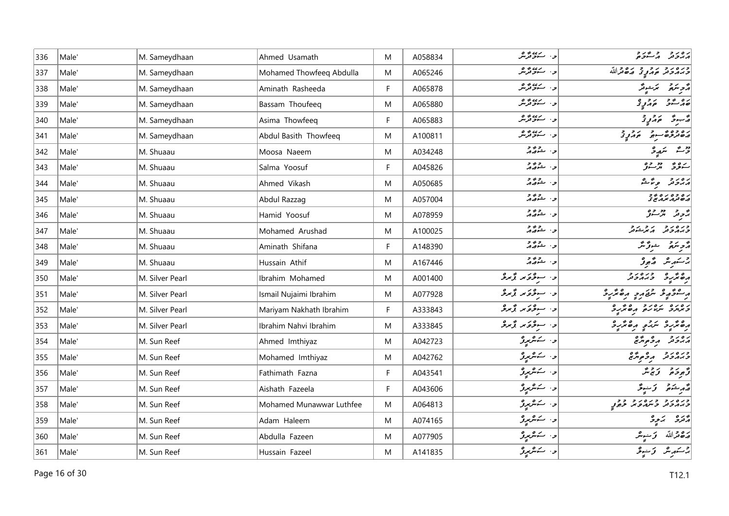| 336 | Male' | M. Sameydhaan | Ahmed Usamath | M | A058834 | މ. ސަމޭދާން | އަހުމަދު އުސާމަތު |
|---|---|---|---|---|---|---|---|
| 337 | Male' | M. Sameydhaan | Mohamed Thowfeeq Abdulla | M | A065246 | މ. ސަމޭދާން | މުހައްމަދު ތައުފީޤު އަބްދުﷲ |
| 338 | Male' | M. Sameydhaan | Aminath Rasheeda | F | A065878 | މ. ސަމޭދާން | އާމިނަތު ރަޝީދާ |
| 339 | Male' | M. Sameydhaan | Bassam Thoufeeq | M | A065880 | މ. ސަމޭދާން | ބައްސާމު ތައުފީޤު |
| 340 | Male' | M. Sameydhaan | Asima Thowfeeq | F | A065883 | މ. ސަމޭދާން | އާސިމާ ތައުފީޤު |
| 341 | Male' | M. Sameydhaan | Abdul Basith Thowfeeq | M | A100811 | މ. ސަމޭދާން | އަބްދުލްބާސިތު ތައުފީޤު |
| 342 | Male' | M. Shuaau | Moosa Naeem | M | A034248 | މ. ޝުޢާޢު | މޫސާ ނައީމް |
| 343 | Male' | M. Shuaau | Salma Yoosuf | F | A045826 | މ. ޝުޢާޢު | ސަލްމާ ޔޫސުފު |
| 344 | Male' | M. Shuaau | Ahmed Vikash | M | A050685 | މ. ޝުޢާޢު | އަހުމަދު ވިކާޝް |
| 345 | Male' | M. Shuaau | Abdul Razzag | M | A057004 | މ. ޝުޢާޢު | އަބްދުއްރައްޒާޤު |
| 346 | Male' | M. Shuaau | Hamid Yoosuf | M | A078959 | މ. ޝުޢާޢު | ހާމިދު ޔޫސުފު |
| 347 | Male' | M. Shuaau | Mohamed Arushad | M | A100025 | މ. ޝުޢާޢު | މުހައްމަދު އަރުޝަދު |
| 348 | Male' | M. Shuaau | Aminath Shifana | F | A148390 | މ. ޝުޢާޢު | އާމިނަތު ޝިފާނާ |
| 349 | Male' | M. Shuaau | Hussain Athif | M | A167446 | މ. ޝުޢާޢު | ހުސައިން އާތިފު |
| 350 | Male' | M. Silver Pearl | Ibrahim Mohamed | M | A001400 | މ. ސިލްވަރ ޕާރލް | އިބްރާހީމް މުހައްމަދު |
| 351 | Male' | M. Silver Pearl | Ismail Nujaimi Ibrahim | M | A077928 | މ. ސިލްވަރ ޕާރލް | އިސްމާޢީލް ނުޖައިމީ އިބްރާހީމް |
| 352 | Male' | M. Silver Pearl | Mariyam Nakhath Ibrahim | F | A333843 | މ. ސިލްވަރ ޕާރލް | މަރްޔަމް ނަކްހަތު އިބްރާހީމް |
| 353 | Male' | M. Silver Pearl | Ibrahim Nahvi Ibrahim | M | A333845 | މ. ސިލްވަރ ޕާރލް | އިބްރާހީމް ނަހްވީ އިބްރާހީމް |
| 354 | Male' | M. Sun Reef | Ahmed Imthiyaz | M | A042723 | މ. ސަންރީފް | އަހުމަދު އިމްތިޔާޒް |
| 355 | Male' | M. Sun Reef | Mohamed Imthiyaz | M | A042762 | މ. ސަންރީފް | މުހައްމަދު އިމްތިޔާޒް |
| 356 | Male' | M. Sun Reef | Fathimath Fazna | F | A043541 | މ. ސަންރީފް | ފާތިމަތު ފަޒްނާ |
| 357 | Male' | M. Sun Reef | Aishath Fazeela | F | A043606 | މ. ސަންރީފް | އައިށަތު ފަޒީލާ |
| 358 | Male' | M. Sun Reef | Mohamed Munawwar Luthfee | M | A064813 | މ. ސަންރީފް | މުހައްމަދު މުނައްވަރު ލުތުފީ |
| 359 | Male' | M. Sun Reef | Adam Haleem | M | A074165 | މ. ސަންރީފް | އާދަމް ހަލީމް |
| 360 | Male' | M. Sun Reef | Abdulla Fazeen | M | A077905 | މ. ސަންރީފް | އަބްދުﷲ ފަޒީން |
| 361 | Male' | M. Sun Reef | Hussain Fazeel | M | A141835 | މ. ސަންރީފް | ހުސައިން ފަޒީލް |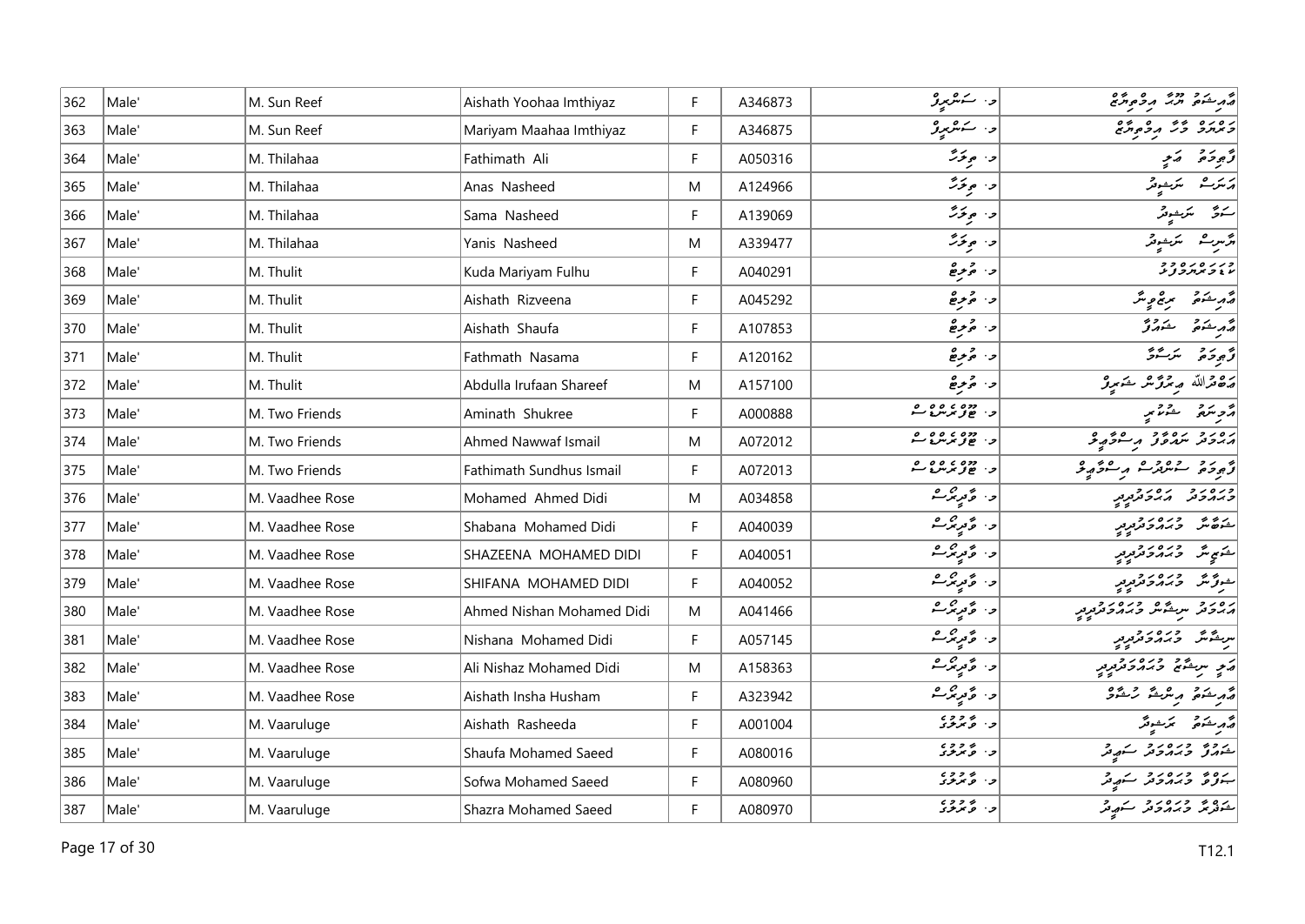| 362 | Male' | M. Sun Reef | Aishath Yoohaa Imthiyaz | F | A346873 | މ. ސަންރީފް | އާއިޝަތު ޔޫހާ އިމްތިޔާޒް |
|---|---|---|---|---|---|---|---|
| 363 | Male' | M. Sun Reef | Mariyam Maahaa Imthiyaz | F | A346875 | މ. ސަންރީފް | މަރިޔަމް މާހާ އިމްތިޔާޒް |
| 364 | Male' | M. Thilahaa | Fathimath Ali | F | A050316 | މ. ތިލަހާ | ފާތިމަތު ޢަލީ |
| 365 | Male' | M. Thilahaa | Anas Nasheed | M | A124966 | މ. ތިލަހާ | އަނަސް ނަޝީދު |
| 366 | Male' | M. Thilahaa | Sama Nasheed | F | A139069 | މ. ތިލަހާ | ސަމާ ނަޝީދު |
| 367 | Male' | M. Thilahaa | Yanis Nasheed | M | A339477 | މ. ތިލަހާ | ޔާނިސް ނަޝީދު |
| 368 | Male' | M. Thulit | Kuda Mariyam Fulhu | F | A040291 | މ. ތުލިޓް | ކުޑަމަރިޔަމްފުޅު |
| 369 | Male' | M. Thulit | Aishath Rizveena | F | A045292 | މ. ތުލިޓް | އާއިޝަތު ރިޒްވީނާ |
| 370 | Male' | M. Thulit | Aishath Shaufa | F | A107853 | މ. ތުލިޓް | އާއިޝަތު ޝައުފާ |
| 371 | Male' | M. Thulit | Fathmath Nasama | F | A120162 | މ. ތުލިޓް | ފާތިމަތު ނަސަމާ |
| 372 | Male' | M. Thulit | Abdulla Irufaan Shareef | M | A157100 | މ. ތުލިޓް | އަބްދުﷲ އިރުފާން ޝަރީފް |
| 373 | Male' | M. Two Friends | Aminath Shukree | F | A000888 | މ. ޓޫފްރެންޑްސް | އާމިނަތު ޝުކުރީ |
| 374 | Male' | M. Two Friends | Ahmed Nawwaf Ismail | M | A072012 | މ. ޓޫފްރެންޑްސް | އަޙްމަދު ނައްވާފު އިސްމާއީލް |
| 375 | Male' | M. Two Friends | Fathimath Sundhus Ismail | F | A072013 | މ. ޓޫފްރެންޑްސް | ފާތިމަތު ސުންދުސް އިސްމާއީލް |
| 376 | Male' | M. Vaadhee Rose | Mohamed Ahmed Didi | M | A034858 | މ. ވާދީރޯސް | މުޙައްމަދު އަޙްމަދުދީދީ |
| 377 | Male' | M. Vaadhee Rose | Shabana Mohamed Didi | F | A040039 | މ. ވާދީރޯސް | ޝަބާނާ މުޙައްމަދުދީދީ |
| 378 | Male' | M. Vaadhee Rose | SHAZEENA MOHAMED DIDI | F | A040051 | މ. ވާދީރޯސް | ޝަޒީނާ މުޙައްމަދުދީދީ |
| 379 | Male' | M. Vaadhee Rose | SHIFANA MOHAMED DIDI | F | A040052 | މ. ވާދީރޯސް | ޝިފާނާ މުޙައްމަދުދީދީ |
| 380 | Male' | M. Vaadhee Rose | Ahmed Nishan Mohamed Didi | M | A041466 | މ. ވާދީރޯސް | އަޙްމަދު ނިޝާން މުޙައްމަދުދީދީ |
| 381 | Male' | M. Vaadhee Rose | Nishana Mohamed Didi | F | A057145 | މ. ވާދީރޯސް | ނިޝާނާ މުޙައްމަދުދީދީ |
| 382 | Male' | M. Vaadhee Rose | Ali Nishaz Mohamed Didi | M | A158363 | މ. ވާދީރޯސް | ޢަލީ ނިޝާޒް މުޙައްމަދުދީދީ |
| 383 | Male' | M. Vaadhee Rose | Aishath Insha Husham | F | A323942 | މ. ވާދީރޯސް | އާއިޝަތު އިންޝާ ހުޝާމް |
| 384 | Male' | M. Vaaruluge | Aishath Rasheeda | F | A001004 | މ. ވާރުލުގެ | އާއިޝަތު ރަޝީދާ |
| 385 | Male' | M. Vaaruluge | Shaufa Mohamed Saeed | F | A080016 | މ. ވާރުލުގެ | ޝައުފާ މުޙައްމަދު ސައީދު |
| 386 | Male' | M. Vaaruluge | Sofwa Mohamed Saeed | F | A080960 | މ. ވާރުލުގެ | ޞަފްވާ މުޙައްމަދު ސައީދު |
| 387 | Male' | M. Vaaruluge | Shazra Mohamed Saeed | F | A080970 | މ. ވާރުލުގެ | ޝަޒްރާ މުޙައްމަދު ސައީދު |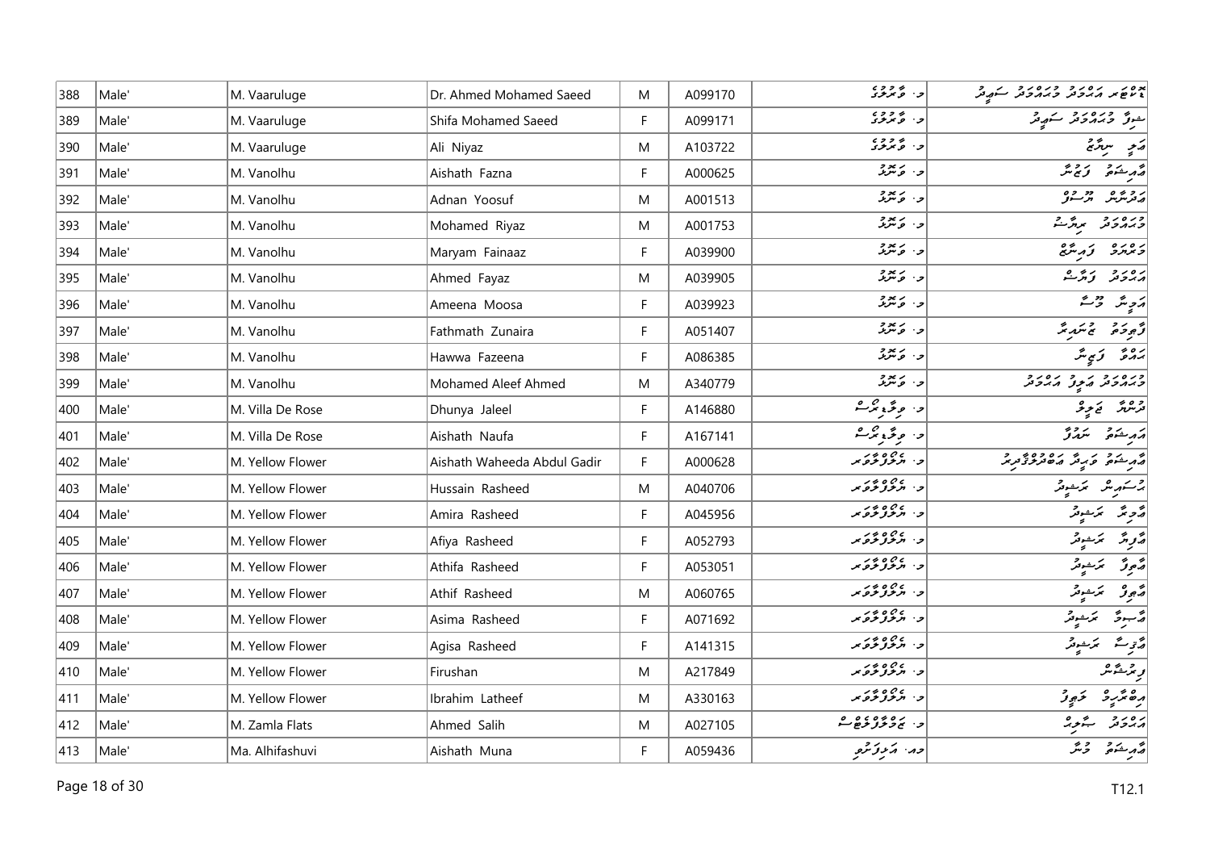| 388 | Male' | M. Vaarukuge | Dr. Ahmed Mohamed Saeed | M | A099170 | މ. ވާރުކުގެ | ޑޮކްޓަރ އަޙްމަދު މުޙައްމަދު ސަޢީދު |
|---|---|---|---|---|---|---|---|
| 389 | Male' | M. Vaarukuge | Shifa Mohamed Saeed | F | A099171 | މ. ވާރުކުގެ | ޝިފާ މުޙައްމަދު ސަޢީދު |
| 390 | Male' | M. Vaarukuge | Ali Niyaz | M | A103722 | މ. ވާރުކުގެ | އަލި ނިޔާޒު |
| 391 | Male' | M. Vanolhu | Aishath Fazna | F | A000625 | މ. ވަނޮޅު | އައިޝަތު ފަޒްނާ |
| 392 | Male' | M. Vanolhu | Adnan Yoosuf | M | A001513 | މ. ވަނޮޅު | އަދްނާން ޔޫސުފް |
| 393 | Male' | M. Vanolhu | Mohamed Riyaz | M | A001753 | މ. ވަނޮޅު | މުޙައްމަދު ރިޔާޒު |
| 394 | Male' | M. Vanolhu | Maryam Fainaaz | F | A039900 | މ. ވަނޮޅު | މަރްޔަމް ފައިނާޒް |
| 395 | Male' | M. Vanolhu | Ahmed Fayaz | M | A039905 | މ. ވަނޮޅު | އަޙްމަދު ފައްޔާޒް |
| 396 | Male' | M. Vanolhu | Ameena Moosa | F | A039923 | މ. ވަނޮޅު | އަމީނާ މޫސާ |
| 397 | Male' | M. Vanolhu | Fathmath Zunaira | F | A051407 | މ. ވަނޮޅު | ފާތިމަތު ޒުނައިރާ |
| 398 | Male' | M. Vanolhu | Hawwa Fazeena | F | A086385 | މ. ވަނޮޅު | ހައްވާ ފަޒީނާ |
| 399 | Male' | M. Vanolhu | Mohamed Aleef Ahmed | M | A340779 | މ. ވަނޮޅު | މުޙައްމަދު އަލީފް އަޙްމަދު |
| 400 | Male' | M. Villa De Rose | Dhunya Jaleel | F | A146880 | މ. ވިލާ ޑި ރޯސް | ދުންޔާ ޖަލީލް |
| 401 | Male' | M. Villa De Rose | Aishath Naufa | F | A167141 | މ. ވިލާ ޑި ރޯސް | އައިޝަތު ނައުފާ |
| 402 | Male' | M. Yellow Flower | Aishath Waheeda Abdul Gadir | F | A000628 | މ. ޔެލޯފްލަވަރ | އައިޝަތު ވަހީދާ އަބްދުލްޤާދިރު |
| 403 | Male' | M. Yellow Flower | Hussain Rasheed | M | A040706 | މ. ޔެލޯފްލަވަރ | ހުސައިން ރަޝީދު |
| 404 | Male' | M. Yellow Flower | Amira Rasheed | F | A045956 | މ. ޔެލޯފްލަވަރ | އާމިރާ ރަޝީދު |
| 405 | Male' | M. Yellow Flower | Afiya Rasheed | F | A052793 | މ. ޔެލޯފްލަވަރ | އާފިޔާ ރަޝީދު |
| 406 | Male' | M. Yellow Flower | Athifa Rasheed | F | A053051 | މ. ޔެލޯފްލަވަރ | އާތިފާ ރަޝީދު |
| 407 | Male' | M. Yellow Flower | Athif Rasheed | M | A060765 | މ. ޔެލޯފްލަވަރ | އާތިފް ރަޝީދު |
| 408 | Male' | M. Yellow Flower | Asima Rasheed | F | A071692 | މ. ޔެލޯފްލަވަރ | އާސިމާ ރަޝީދު |
| 409 | Male' | M. Yellow Flower | Agisa Rasheed | F | A141315 | މ. ޔެލޯފްލަވަރ | އާޤިސާ ރަޝީދު |
| 410 | Male' | M. Yellow Flower | Firushan | M | A217849 | މ. ޔެލޯފްލަވަރ | ފިރުޝާން |
| 411 | Male' | M. Yellow Flower | Ibrahim Latheef | M | A330163 | މ. ޔެލޯފްލަވަރ | އިބްރާހީމް ލަތީފް |
| 412 | Male' | M. Zamla Flats | Ahmed Salih | M | A027105 | މ. ޒަމްލާ ފްލެޓްސް | އަޙްމަދު ޞާލިޙް |
| 413 | Male' | Ma. Alhifashuvi | Aishath Muna | F | A059436 | މއ. އަލްހިފަށުވި | އައިޝަތު މުނާ |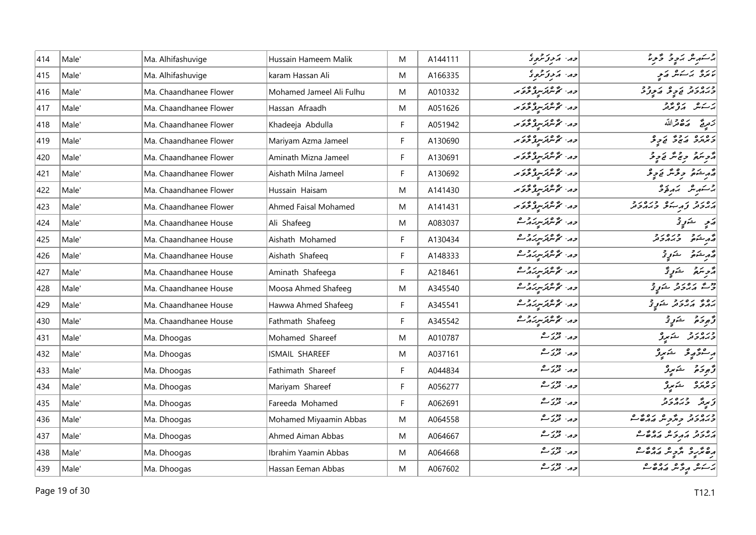| 414 | Male' | Ma. Alhifashuvige | Hussain Hameem Malik | M | A144111 | މއ. އަލްހިފަށުވިގެ | ހުސައިން ހަމީމް މާލިކް |
|---|---|---|---|---|---|---|---|
| 415 | Male' | Ma. Alhifashuvige | karam Hassan Ali | M | A166335 | މއ. އަލްހިފަށުވިގެ |ކަރަމް ހަސަން އަލި |
| 416 | Male' | Ma. Chaandhanee Flower | Mohamed Jameel Ali Fulhu | M | A010332 | މއ. ޗާންދަނީފްލާވަރ | މުހައްމަދު ޖަމީލް އަލިފުޅު |
| 417 | Male' | Ma. Chaandhanee Flower | Hassan Afraadh | M | A051626 | މއ. ޗާންދަނީފްލާވަރ | ހަސަން އަފްރާދު |
| 418 | Male' | Ma. Chaandhanee Flower | Khadeeja Abdulla | F | A051942 | މއ. ޗާންދަނީފްލާވަރ | ޚަދީޖާ އަބްދުﷲ |
| 419 | Male' | Ma. Chaandhanee Flower | Mariyam Azma Jameel | F | A130690 | މއ. ޗާންދަނީފްލާވަރ | މަރިޔަމް އަޒުމާ ޖަމީލް |
| 420 | Male' | Ma. Chaandhanee Flower | Aminath Mizna Jameel | F | A130691 | މއ. ޗާންދަނީފްލާވަރ | އާމިނަތު މިޒްނާ ޖަމީލް |
| 421 | Male' | Ma. Chaandhanee Flower | Aishath Milna Jameel | F | A130692 | މއ. ޗާންދަނީފްލާވަރ | އައިށަތު މިލްނާ ޖަމީލް |
| 422 | Male' | Ma. Chaandhanee Flower | Hussain Haisam | M | A141430 | މއ. ޗާންދަނީފްލާވަރ | ހުސައިން ހައިސަމް |
| 423 | Male' | Ma. Chaandhanee Flower | Ahmed Faisal Mohamed | M | A141431 | މއ. ޗާންދަނީފްލާވަރ | އަހްމަދު ފައިސަލް މުހައްމަދު |
| 424 | Male' | Ma. Chaandhanee House | Ali Shafeeg | M | A083037 | މއ. ޗާންދަނީހައުސް | އަލި ޝަފީގު |
| 425 | Male' | Ma. Chaandhanee House | Aishath Mohamed | F | A130434 | މއ. ޗާންދަނީހައުސް | އައިށަތު މުހައްމަދު |
| 426 | Male' | Ma. Chaandhanee House | Aishath Shafeeq | F | A148333 | މއ. ޗާންދަނީހައުސް | އައިށަތު ޝަފީქު |
| 427 | Male' | Ma. Chaandhanee House | Aminath Shafeega | F | A218461 | މއ. ޗާންދަނީހައުސް | އާމިނަތު ޝަފީގާ |
| 428 | Male' | Ma. Chaandhanee House | Moosa Ahmed Shafeeg | M | A345540 | މއ. ޗާންދަނީހައުސް | މޫސާ އަހްމަދު ޝަފީގު |
| 429 | Male' | Ma. Chaandhanee House | Hawwa Ahmed Shafeeg | F | A345541 | މއ. ޗާންދަނީހައުސް | ހައްވާ އަހްމަދު ޝަފީގު |
| 430 | Male' | Ma. Chaandhanee House | Fathmath Shafeeg | F | A345542 | މއ. ޗާންދަނީހައުސް | ފާތިމަތު ޝަފީގު |
| 431 | Male' | Ma. Dhoogas | Mohamed Shareef | M | A010787 | މއ. ދޫގަސް | މުހައްމަދު ޝަރީފު |
| 432 | Male' | Ma. Dhoogas | ISMAIL SHAREEF | M | A037161 | މއ. ދޫގަސް | އިސްމާއީލް ޝަރީފު |
| 433 | Male' | Ma. Dhoogas | Fathimath Shareef | F | A044834 | މއ. ދޫގަސް | ފާތިމަތު ޝަރީފު |
| 434 | Male' | Ma. Dhoogas | Mariyam Shareef | F | A056277 | މއ. ދޫގަސް | މަރިޔަމް ޝަރީފު |
| 435 | Male' | Ma. Dhoogas | Fareeda Mohamed | F | A062691 | މއ. ދޫގަސް | ފަރީދާ މުހައްމަދު |
| 436 | Male' | Ma. Dhoogas | Mohamed Miyaamin Abbas | M | A064558 | މއ. ދޫގަސް | މުހައްމަދު މިޔާމިން އައްބާސް |
| 437 | Male' | Ma. Dhoogas | Ahmed Aiman Abbas | M | A064667 | މއ. ދޫގަސް | އަހްމަދު އައިމަން އައްބާސް |
| 438 | Male' | Ma. Dhoogas | Ibrahim Yaamin Abbas | M | A064668 | މއ. ދޫގަސް | އިބްރާހީމް ޔާމިން އައްބާސް |
| 439 | Male' | Ma. Dhoogas | Hassan Eeman Abbas | M | A067602 | މއ. ދޫގަސް | ހަސަން އީމާން އައްބާސް |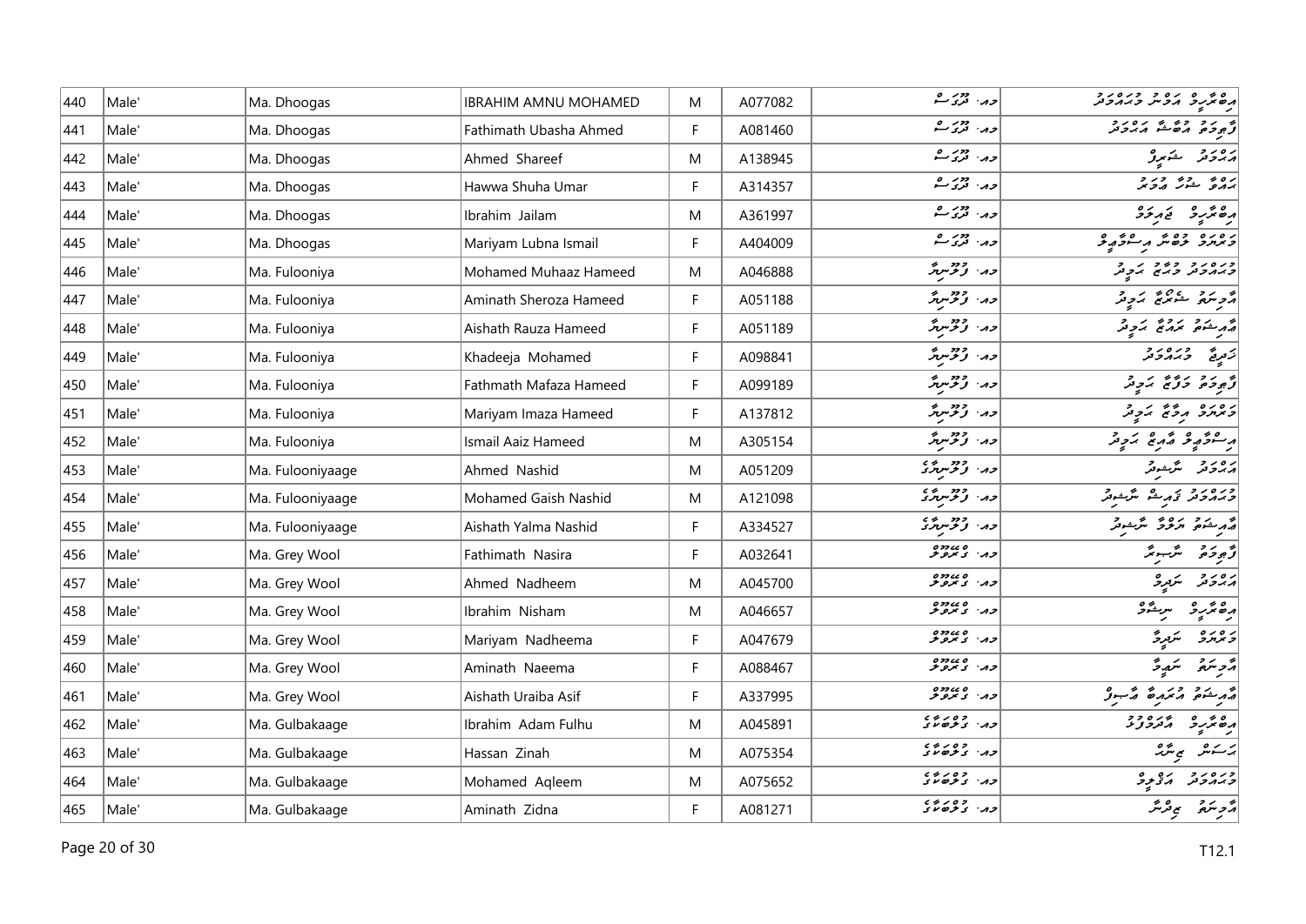| 440 | Male' | Ma. Dhoogas | IBRAHIM AMNU MOHAMED | M | A077082 | މއ. ދޫގަސް | އިބްރާހީމް އަމްނު މުޙައްމަދު |
|---|---|---|---|---|---|---|---|
| 441 | Male' | Ma. Dhoogas | Fathimath Ubasha Ahmed | F | A081460 | މއ. ދޫގަސް | ފާތިމަތު އުބާޝާ އަޙްމަދު |
| 442 | Male' | Ma. Dhoogas | Ahmed Shareef | M | A138945 | މއ. ދޫގަސް | އަޙްމަދު ޝަރީފް |
| 443 | Male' | Ma. Dhoogas | Hawwa Shuha Umar | F | A314357 | މއ. ދޫގަސް | ޙައްވާ ޝުހާ އުމަރު |
| 444 | Male' | Ma. Dhoogas | Ibrahim Jailam | M | A361997 | މއ. ދޫގަސް | އިބްރާހީމް ޖައިލަމް |
| 445 | Male' | Ma. Dhoogas | Mariyam Lubna Ismail | F | A404009 | މއ. ދޫގަސް | މަރިޔަމް ލުބްނާ އިސްމާއީލް |
| 446 | Male' | Ma. Fulooniya | Mohamed Muhaaz Hameed | M | A046888 | މއ. ފުލޫނިޔާ | މުޙައްމަދު މުޙާޒް ޙަމީދު |
| 447 | Male' | Ma. Fulooniya | Aminath Sheroza Hameed | F | A051188 | މއ. ފުލޫނިޔާ | އާމިނަތު ޝެރޫޒާ ޙަމީދު |
| 448 | Male' | Ma. Fulooniya | Aishath Rauza Hameed | F | A051189 | މއ. ފުލޫނިޔާ | އާއިޝަތު ރައުޒާ ޙަމީދު |
| 449 | Male' | Ma. Fulooniya | Khadeeja Mohamed | F | A098841 | މއ. ފުލޫނިޔާ | ޚަދީޖާ މުޙައްމަދު |
| 450 | Male' | Ma. Fulooniya | Fathmath Mafaza Hameed | F | A099189 | މއ. ފުލޫނިޔާ | ފާތިމަތު މަފާޒާ ޙަމީދު |
| 451 | Male' | Ma. Fulooniya | Mariyam Imaza Hameed | F | A137812 | މއ. ފުލޫނިޔާ | މަރިޔަމް އިމާޒާ ޙަމީދު |
| 452 | Male' | Ma. Fulooniya | Ismail Aaiz Hameed | M | A305154 | މއ. ފުލޫނިޔާ | އިސްމާއީލް އާއިޒް ޙަމީދު |
| 453 | Male' | Ma. Fulooniyaage | Ahmed Nashid | M | A051209 | މއ. ފުލޫނިޔާގެ | އަޙްމަދު ނާޝިދު |
| 454 | Male' | Ma. Fulooniyaage | Mohamed Gaish Nashid | M | A121098 | މއ. ފުލޫނިޔާގެ | މުޙައްމަދު ގައިޝް ނާޝިދު |
| 455 | Male' | Ma. Fulooniyaage | Aishath Yalma Nashid | F | A334527 | މއ. ފުލޫނިޔާގެ | އާއިޝަތު ޔަލްމާ ނާޝިދު |
| 456 | Male' | Ma. Grey Wool | Fathimath Nasira | F | A032641 | މއ. ގްރޭވޫލް | ފާތިމަތު ނާސިރާ |
| 457 | Male' | Ma. Grey Wool | Ahmed Nadheem | M | A045700 | މއ. ގްރޭވޫލް | އަޙްމަދު ނަދީމް |
| 458 | Male' | Ma. Grey Wool | Ibrahim Nisham | M | A046657 | މއ. ގްރޭވޫލް | އިބްރާހީމް ނިޝާމް |
| 459 | Male' | Ma. Grey Wool | Mariyam Nadheema | F | A047679 | މއ. ގްރޭވޫލް | މަރިޔަމް ނަދީމާ |
| 460 | Male' | Ma. Grey Wool | Aminath Naeema | F | A088467 | މއ. ގްރޭވޫލް | އާމިނަތު ނައީމާ |
| 461 | Male' | Ma. Grey Wool | Aishath Uraiba Asif | F | A337995 | މއ. ގްރޭވޫލް | އާއިޝަތު އުރައިބާ އާސިފް |
| 462 | Male' | Ma. Gulbakaage | Ibrahim Adam Fulhu | M | A045891 | މއ. ގުލްބަކާގެ | އިބްރާހީމް އާދަމްފުޅު |
| 463 | Male' | Ma. Gulbakaage | Hassan Zinah | M | A075354 | މއ. ގުލްބަކާގެ | ޙަސަން ޒިނާހް |
| 464 | Male' | Ma. Gulbakaage | Mohamed Aqleem | M | A075652 | މއ. ގުލްބަކާގެ | މުޙައްމަދު އަޤްލީމް |
| 465 | Male' | Ma. Gulbakaage | Aminath Zidna | F | A081271 | މއ. ގުލްބަކާގެ | އާމިނަތު ޒިދްނާ |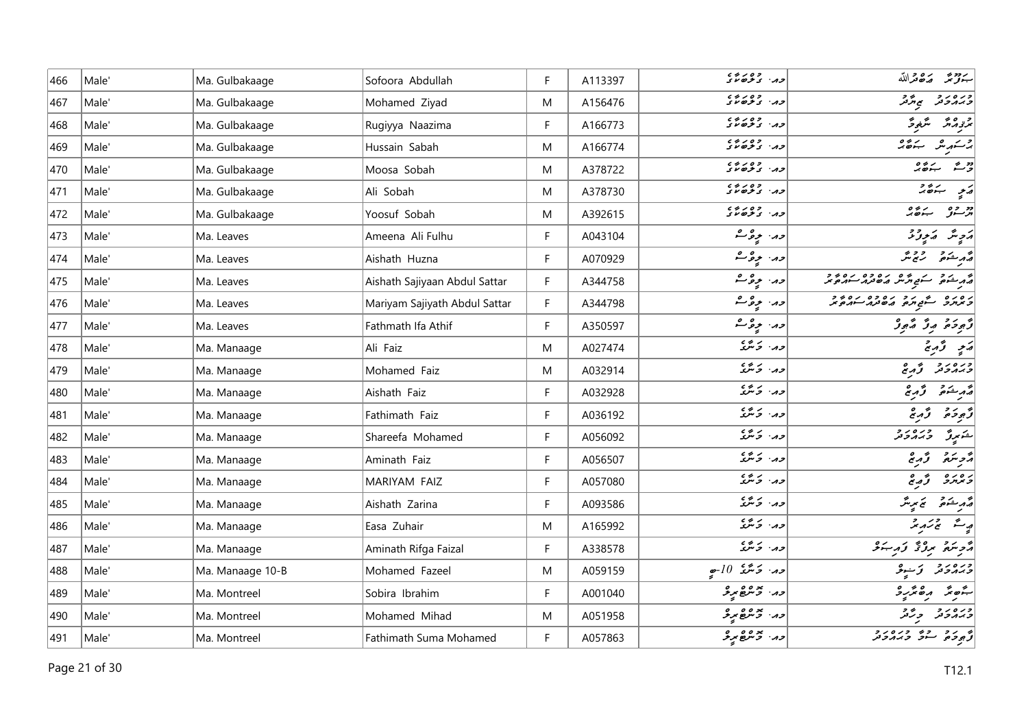| 466 | Male' | Ma. Gulbakaage | Sofoora Abdullah | F | A113397 | މއ. ގުލްބަކާގެ | ސަފޫރާ އަބްދުﷲ |
|---|---|---|---|---|---|---|---|
| 467 | Male' | Ma. Gulbakaage | Mohamed Ziyad | M | A156476 | މއ. ގުލްބަކާގެ | މުހައްމަދު ޒިޔާދު |
| 468 | Male' | Ma. Gulbakaage | Rugiyya Naazima | F | A166773 | މއ. ގުލްބަކާގެ | ރުގިއްޔާ ނާޒިމާ |
| 469 | Male' | Ma. Gulbakaage | Hussain Sabah | M | A166774 | މއ. ގުލްބަކާގެ | ހުސައިން ސަބާހް |
| 470 | Male' | Ma. Gulbakaage | Moosa Sobah | M | A378722 | މއ. ގުލްބަކާގެ | މޫސާ ސަބާހް |
| 471 | Male' | Ma. Gulbakaage | Ali Sobah | M | A378730 | މއ. ގުލްބަކާގެ | އަލި ސަބާހް |
| 472 | Male' | Ma. Gulbakaage | Yoosuf Sobah | M | A392615 | މއ. ގުލްބަކާގެ | ޔޫސުފް ސަބާހް |
| 473 | Male' | Ma. Leaves | Ameena Ali Fulhu | F | A043104 | މއ. ލީވްސް | އަމީނާ އަލިފުޅު |
| 474 | Male' | Ma. Leaves | Aishath Huzna | F | A070929 | މއ. ލީވްސް | އައިޝަތު ހުޒްނާ |
| 475 | Male' | Ma. Leaves | Aishath Sajiyaan Abdul Sattar | F | A344758 | މއ. ލީވްސް | އައިޝަތު ސަޖިޔާން އަބްދުލް ސައްތާރު |
| 476 | Male' | Ma. Leaves | Mariyam Sajiyath Abdul Sattar | F | A344798 | މއ. ލީވްސް | މަރިޔަމް ސަޖިޔަތު އަބްދުލް ސައްތާރު |
| 477 | Male' | Ma. Leaves | Fathmath Ifa Athif | F | A350597 | މއ. ލީވްސް | ފާތިމަތު އިފާ އާތިފް |
| 478 | Male' | Ma. Manaage | Ali Faiz | M | A027474 | މއ. މަނާގެ | އަލި ފާއިޒު |
| 479 | Male' | Ma. Manaage | Mohamed Faiz | M | A032914 | މއ. މަނާގެ | މުހައްމަދު ފާއިޒު |
| 480 | Male' | Ma. Manaage | Aishath Faiz | F | A032928 | މއ. މަނާގެ | އައިޝަތު ފާއިޒު |
| 481 | Male' | Ma. Manaage | Fathimath Faiz | F | A036192 | މއ. މަނާގެ | ފާތިމަތު ފާއިޒު |
| 482 | Male' | Ma. Manaage | Shareefa Mohamed | F | A056092 | މއ. މަނާގެ | ޝަރީފާ މުހައްމަދު |
| 483 | Male' | Ma. Manaage | Aminath Faiz | F | A056507 | މއ. މަނާގެ | އާމިނަތު ފާއިޒު |
| 484 | Male' | Ma. Manaage | MARIYAM FAIZ | F | A057080 | މއ. މަނާގެ | މަރިޔަމް ފާއިޒު |
| 485 | Male' | Ma. Manaage | Aishath Zarina | F | A093586 | މއ. މަނާގެ | އައިޝަތު ޒަރީނާ |
| 486 | Male' | Ma. Manaage | Easa Zuhair | M | A165992 | މއ. މަނާގެ | އީސާ ޒުހައިރު |
| 487 | Male' | Ma. Manaage | Aminath Rifga Faizal | F | A338578 | މއ. މަނާގެ | އާމިނަތު ރިފްގާ ފައިސަލް |
| 488 | Male' | Ma. Manaage 10-B | Mohamed Fazeel | M | A059159 | މއ. މަނާގެ 10-ބީ | މުހައްމަދު ފަޟީލު |
| 489 | Male' | Ma. Montreel | Sobira Ibrahim | F | A001040 | މއ. މޮންޓްރީލް | ސާބިރާ އިބްރާހީމް |
| 490 | Male' | Ma. Montreel | Mohamed Mihad | M | A051958 | މއ. މޮންޓްރީލް | މުހައްމަދު މިހާދު |
| 491 | Male' | Ma. Montreel | Fathimath Suma Mohamed | F | A057863 | މއ. މޮންޓްރީލް | ފާތިމަތު ސުމާ މުހައްމަދު |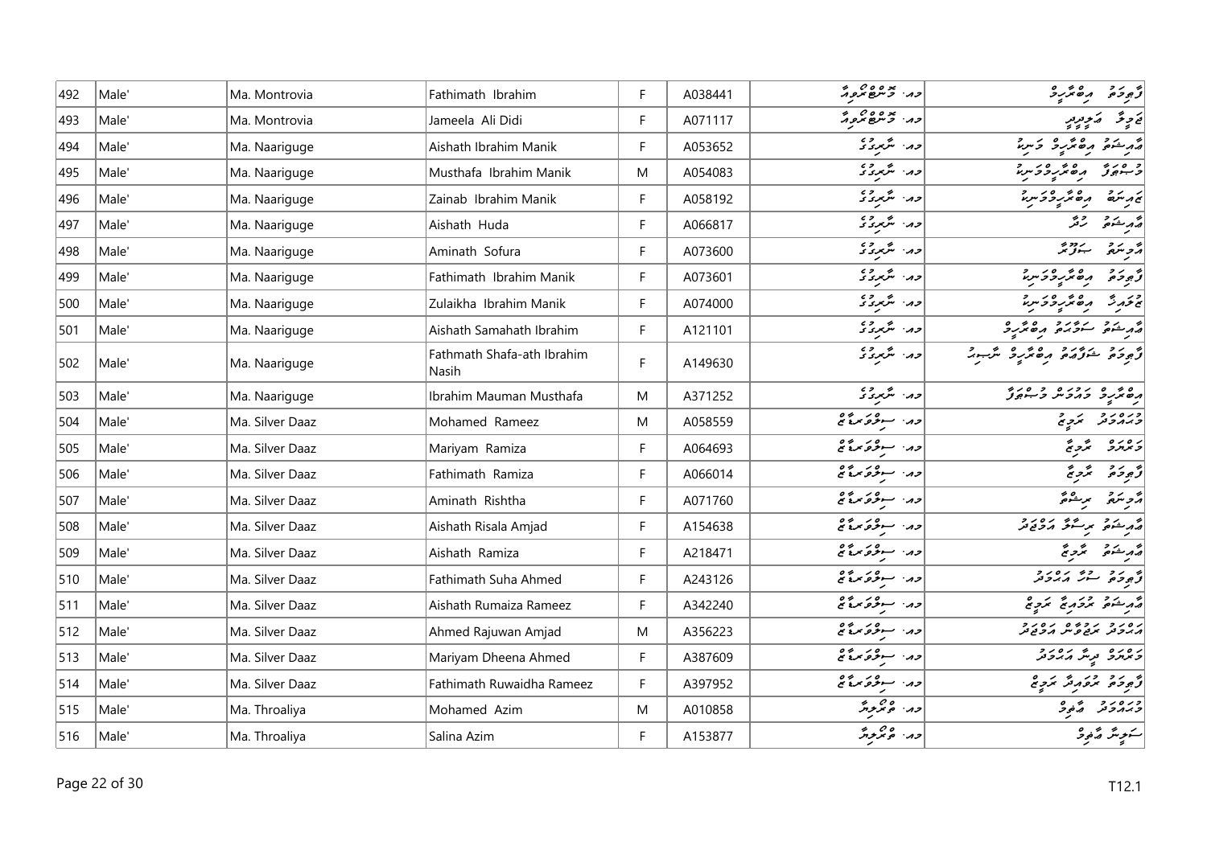| 492 | Male' | Ma. Montrovia | Fathimath Ibrahim | F | A038441 | މއ. މޮންޓްރޯވިއާ | ފާތިމަތު އިބްރާހީމް |
|---|---|---|---|---|---|---|---|
| 493 | Male' | Ma. Montrovia | Jameela Ali Didi | F | A071117 | މއ. މޮންޓްރޯވިއާ | ޖަމީލާ އަލީދީދީ |
| 494 | Male' | Ma. Naariguge | Aishath Ibrahim Manik | F | A053652 | މއ. ނާރިގުގެ | އައިޝަތު އިބްރާހީމް މަނިކު |
| 495 | Male' | Ma. Naariguge | Musthafa Ibrahim Manik | M | A054083 | މއ. ނާރިގުގެ | މުސްތަފާ އިބްރާހީމްމަނިކު |
| 496 | Male' | Ma. Naariguge | Zainab Ibrahim Manik | F | A058192 | މއ. ނާރިގުގެ | ޒައިނަބް އިބްރާހީމްމަނިކު |
| 497 | Male' | Ma. Naariguge | Aishath Huda | F | A066817 | މއ. ނާރިގުގެ | އައިޝަތު ހުދާ |
| 498 | Male' | Ma. Naariguge | Aminath Sofura | F | A073600 | މއ. ނާރިގުގެ | އާމިނަތު ސޯފޫރާ |
| 499 | Male' | Ma. Naariguge | Fathimath Ibrahim Manik | F | A073601 | މއ. ނާރިގުގެ | ފާތިމަތު އިބްރާހީމްމަނިކު |
| 500 | Male' | Ma. Naariguge | Zulaikha Ibrahim Manik | F | A074000 | މއ. ނާރިގުގެ | ޒުލައިހާ އިބްރާހީމްމަނިކު |
| 501 | Male' | Ma. Naariguge | Aishath Samahath Ibrahim | F | A121101 | މއ. ނާރިގުގެ | އައިޝަތު ސަމާހަތު އިބްރާހީމް |
| 502 | Male' | Ma. Naariguge | Fathmath Shafa-ath Ibrahim Nasih | F | A149630 | މއ. ނާރިގުގެ | ފާތިމަތު ޝަފާއަތު އިބްރާހީމް ނާސިހު |
| 503 | Male' | Ma. Naariguge | Ibrahim Mauman Musthafa | M | A371252 | މއ. ނާރިގުގެ | އިބްރާހީމް މައުމަން މުސްތަފާ |
| 504 | Male' | Ma. Silver Daaz | Mohamed Rameez | M | A058559 | މއ. ސިލްވަރދާޒް | މުހައްމަދު ރަމީޒް |
| 505 | Male' | Ma. Silver Daaz | Mariyam Ramiza | F | A064693 | މއ. ސިލްވަރދާޒް | މަރިޔަމް ރާމިޒާ |
| 506 | Male' | Ma. Silver Daaz | Fathimath Ramiza | F | A066014 | މއ. ސިލްވަރދާޒް | ފާތިމަތު ރާމިޒާ |
| 507 | Male' | Ma. Silver Daaz | Aminath Rishtha | F | A071760 | މއ. ސިލްވަރދާޒް | އާމިނަތު ރިޝްތާ |
| 508 | Male' | Ma. Silver Daaz | Aishath Risala Amjad | F | A154638 | މއ. ސިލްވަރދާޒް | އައިޝަތު ރިސާލާ އަމްޖަދު |
| 509 | Male' | Ma. Silver Daaz | Aishath Ramiza | F | A218471 | މއ. ސިލްވަރދާޒް | އައިޝަތު ރާމިޒާ |
| 510 | Male' | Ma. Silver Daaz | Fathimath Suha Ahmed | F | A243126 | މއ. ސިލްވަރދާޒް | ފާތިމަތު ސުހާ އަހްމަދު |
| 511 | Male' | Ma. Silver Daaz | Aishath Rumaiza Rameez | F | A342240 | މއ. ސިލްވަރދާޒް | އައިޝަތު ރުމައިޒާ ރަމީޒް |
| 512 | Male' | Ma. Silver Daaz | Ahmed Rajuwan Amjad | M | A356223 | މއ. ސިލްވަރދާޒް | އަހްމަދު ރަޖުވާން އަމްޖަދު |
| 513 | Male' | Ma. Silver Daaz | Mariyam Dheena Ahmed | F | A387609 | މއ. ސިލްވަރދާޒް | މަރިޔަމް ދީނާ އަހްމަދު |
| 514 | Male' | Ma. Silver Daaz | Fathimath Ruwaidha Rameez | F | A397952 | މއ. ސިލްވަރދާޒް | ފާތިމަތު ރުވައިދާ ރަމީޒް |
| 515 | Male' | Ma. Throaliya | Mohamed Azim | M | A010858 | މއ. ތްރޯލިޔާ | މުހައްމަދު އާޒިމް |
| 516 | Male' | Ma. Throaliya | Salina Azim | F | A153877 | މއ. ތްރޯލިޔާ | ސަލީނާ އާޒިމް |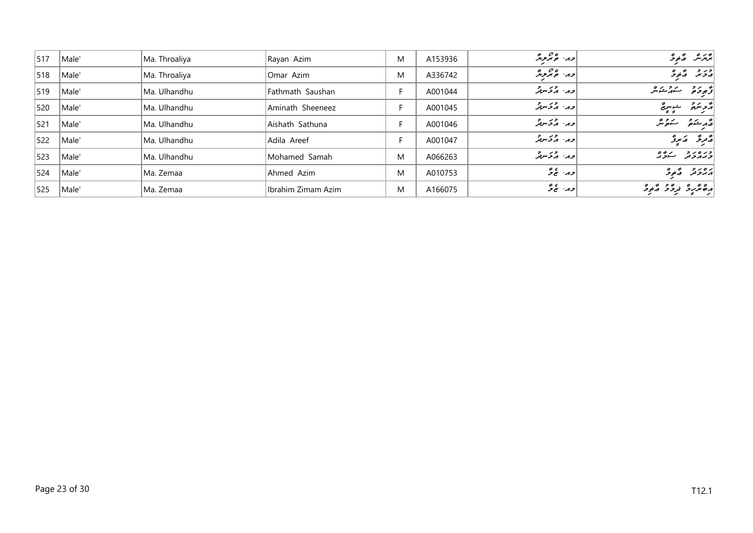| 517 | Male' | Ma. Throaliya | Rayan Azim | M | A153936 | މއ. ތުރޯލިޔާ | ރާޔަން އާޒިމް |
|---|---|---|---|---|---|---|---|
| 518 | Male' | Ma. Throaliya | Omar Azim | M | A336742 | މއ. ތުރޯލިޔާ | އުމަރު އާޒިމް |
| 519 | Male' | Ma. Ulhandhu | Fathmath Saushan | F | A001044 | މއ. އުޅަނދު | ފާތިމަތު ސައުޝަން |
| 520 | Male' | Ma. Ulhandhu | Aminath Sheeneez | F | A001045 | މއ. އުޅަނދު | އާމިނަތު ޝީނީޒް |
| 521 | Male' | Ma. Ulhandhu | Aishath Sathuna | F | A001046 | މއ. އުޅަނދު | އައިޝަތު ސަތުނާ |
| 522 | Male' | Ma. Ulhandhu | Adila Areef | F | A001047 | މއ. އުޅަނދު | އާދިލާ އަރީފް |
| 523 | Male' | Ma. Ulhandhu | Mohamed Samah | M | A066263 | މއ. އުޅަނދު | މުޙައްމަދު ސަމާޙް |
| 524 | Male' | Ma. Zemaa | Ahmed Azim | M | A010753 | މއ. ޒެމާ | އަޙްމަދު އާޒިމް |
| 525 | Male' | Ma. Zemaa | Ibrahim Zimam Azim | M | A166075 | މއ. ޒެމާ | އިބްރާހީމް ޒިމާމް އާޒިމް |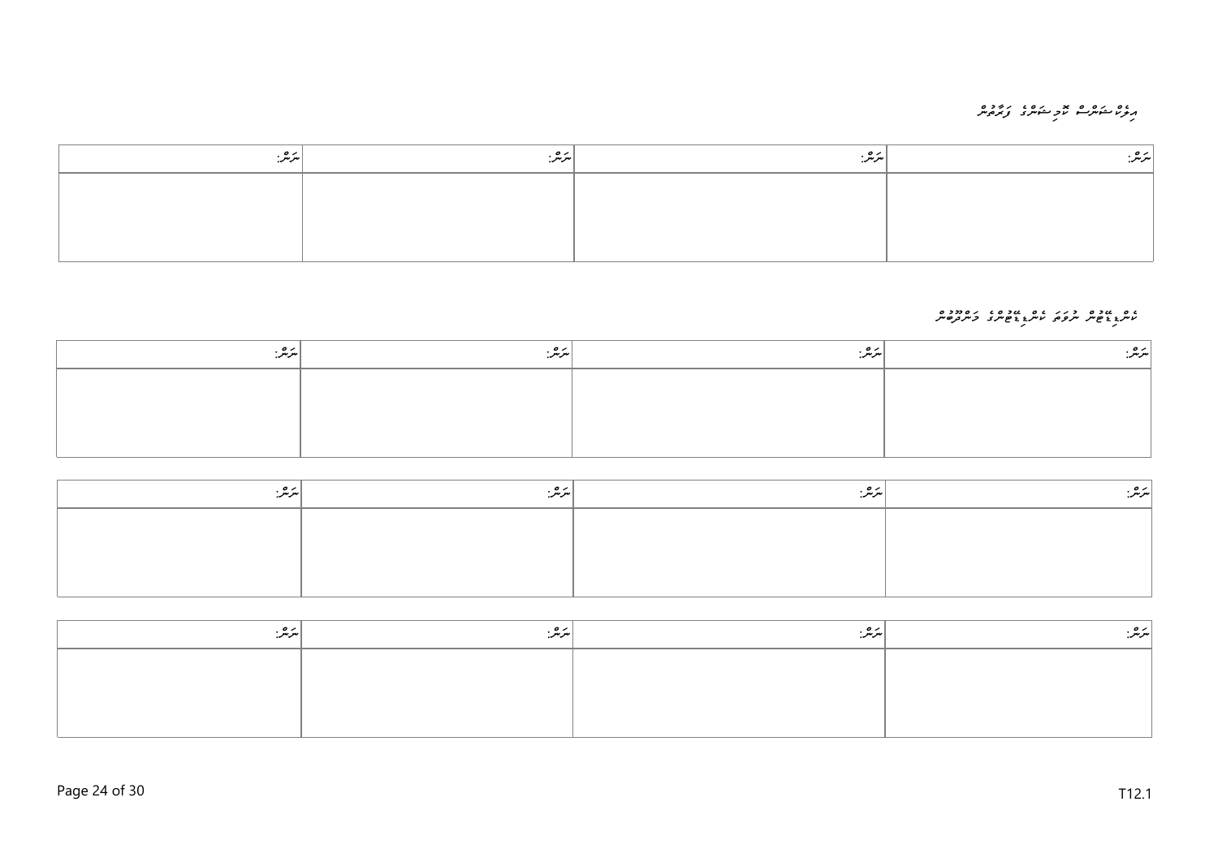# އިޤްރާރުވާ ފަރާތް

| ނަންބަރު: | ނަންބަރު: | ނަންބަރު: | ނަންބަރު: |
|---|---|---|---|
| | | | |

# ކުންފުނީގެ ޙިއްޞާ ގަނެ ވިއްކާ ފަރާތްތަކުގެ މައުލޫމާތު

| ނަންބަރު: | ނަންބަރު: | ނަންބަރު: | ނަންބަރު: |
|---|---|---|---|
| | | | |

| ނަންބަރު: | ނަންބަރު: | ނަންބަރު: | ނަންބަރު: |
|---|---|---|---|
| | | | |

| ނަންބަރު: | ނަންބަރު: | ނަންބަރު: | ނަންބަރު: |
|---|---|---|---|
| | | | |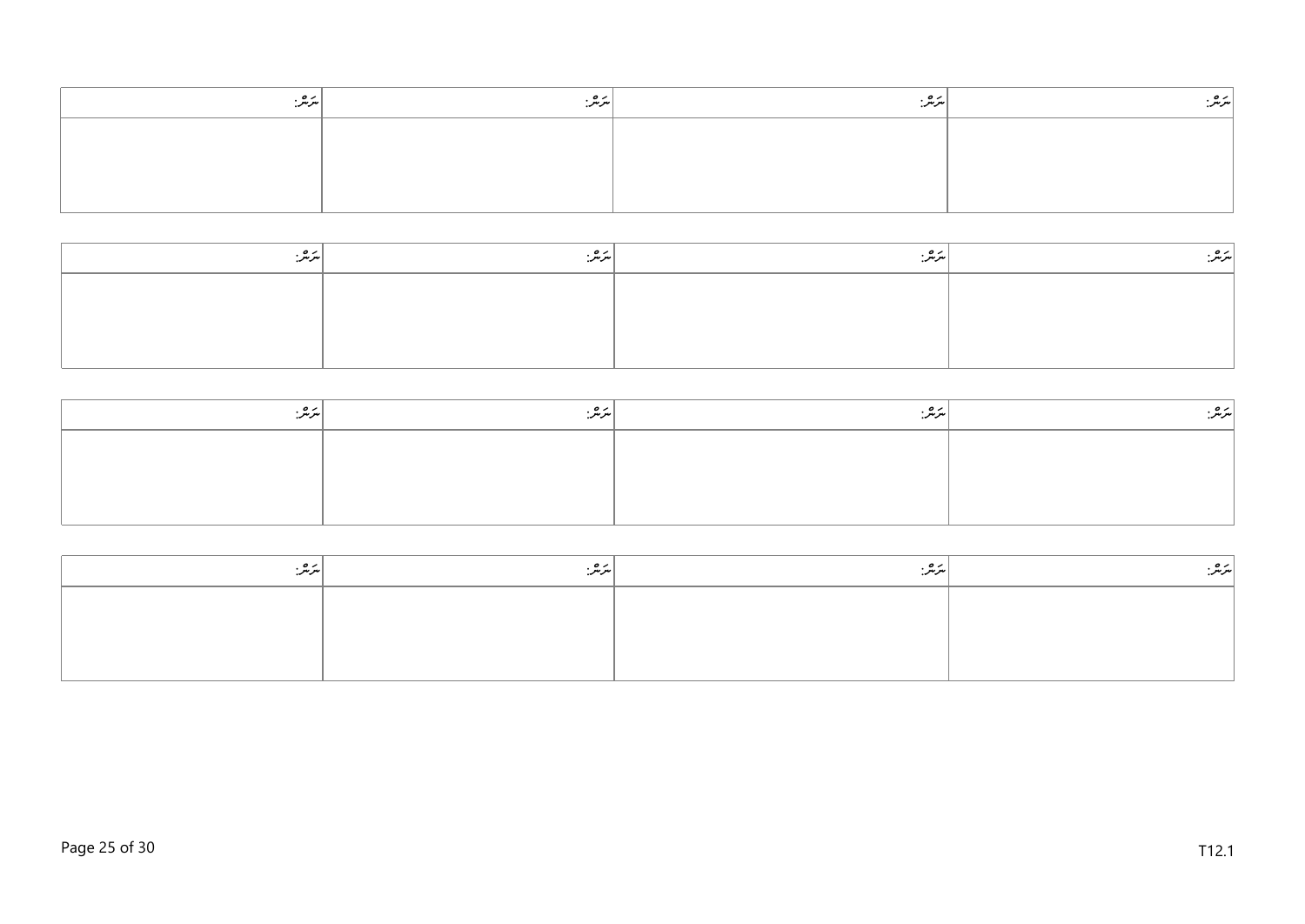| ނަރަނ: | ނަރަނ: | ނަރަނ: | ނަރަނ: |
| --- | --- | --- | --- |
| | | | |

| ނަރަނ: | ނަރަނ: | ނަރަނ: | ނަރަނ: |
| --- | --- | --- | --- |
| | | | |

| ނަރަނ: | ނަރަނ: | ނަރަނ: | ނަރަނ: |
| --- | --- | --- | --- |
| | | | |

| ނަރަނ: | ނަރަނ: | ނަރަނ: | ނަރަނ: |
| --- | --- | --- | --- |
| | | | |

T12.1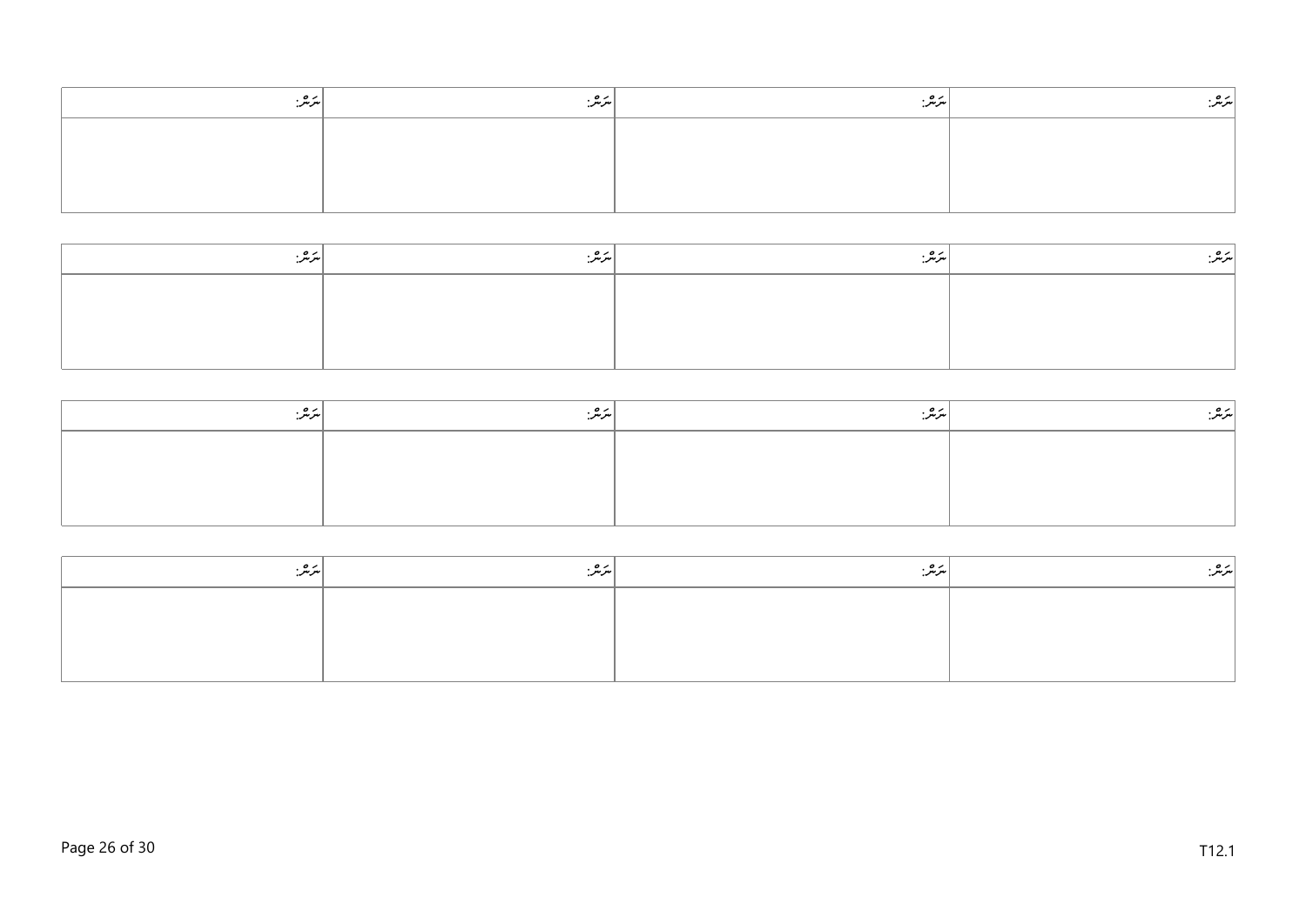| ނަރަށް: | ނަރަށް: | ނަރަށް: | ނަރަށް: |
|---|---|---|---|
| | | | |

| ނަރަށް: | ނަރަށް: | ނަރަށް: | ނަރަށް: |
|---|---|---|---|
| | | | |

| ނަރަށް: | ނަރަށް: | ނަރަށް: | ނަރަށް: |
|---|---|---|---|
| | | | |

| ނަރަށް: | ނަރަށް: | ނަރަށް: | ނަރަށް: |
|---|---|---|---|
| | | | |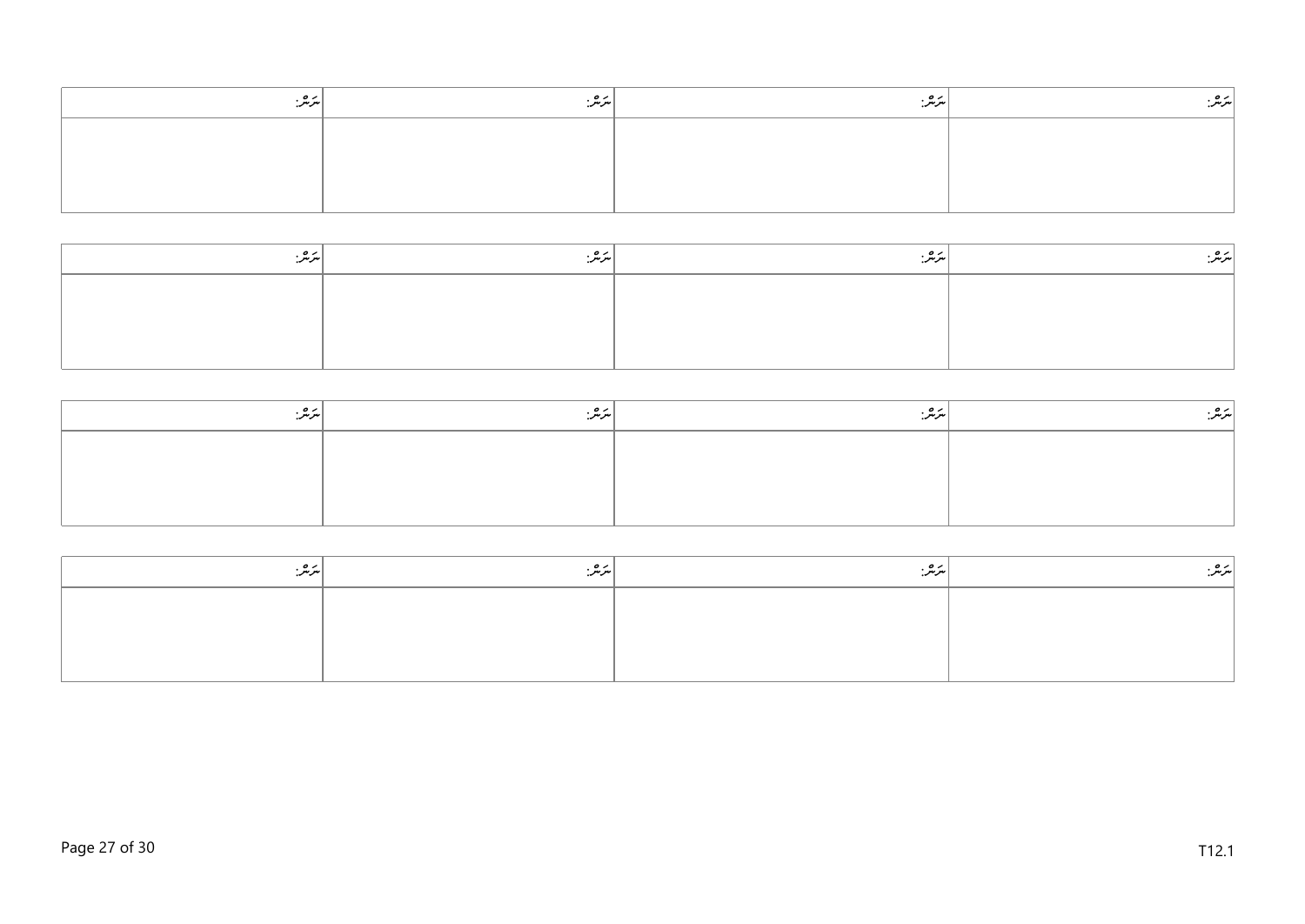| ނަންބަރު: | ނަންބަރު: | ނަންބަރު: | ނަންބަރު: |
| --- | --- | --- | --- |
| | | | |

| ނަންބަރު: | ނަންބަރު: | ނަންބަރު: | ނަންބަރު: |
| --- | --- | --- | --- |
| | | | |

| ނަންބަރު: | ނަންބަރު: | ނަންބަރު: | ނަންބަރު: |
| --- | --- | --- | --- |
| | | | |

| ނަންބަރު: | ނަންބަރު: | ނަންބަރު: | ނަންބަރު: |
| --- | --- | --- | --- |
| | | | |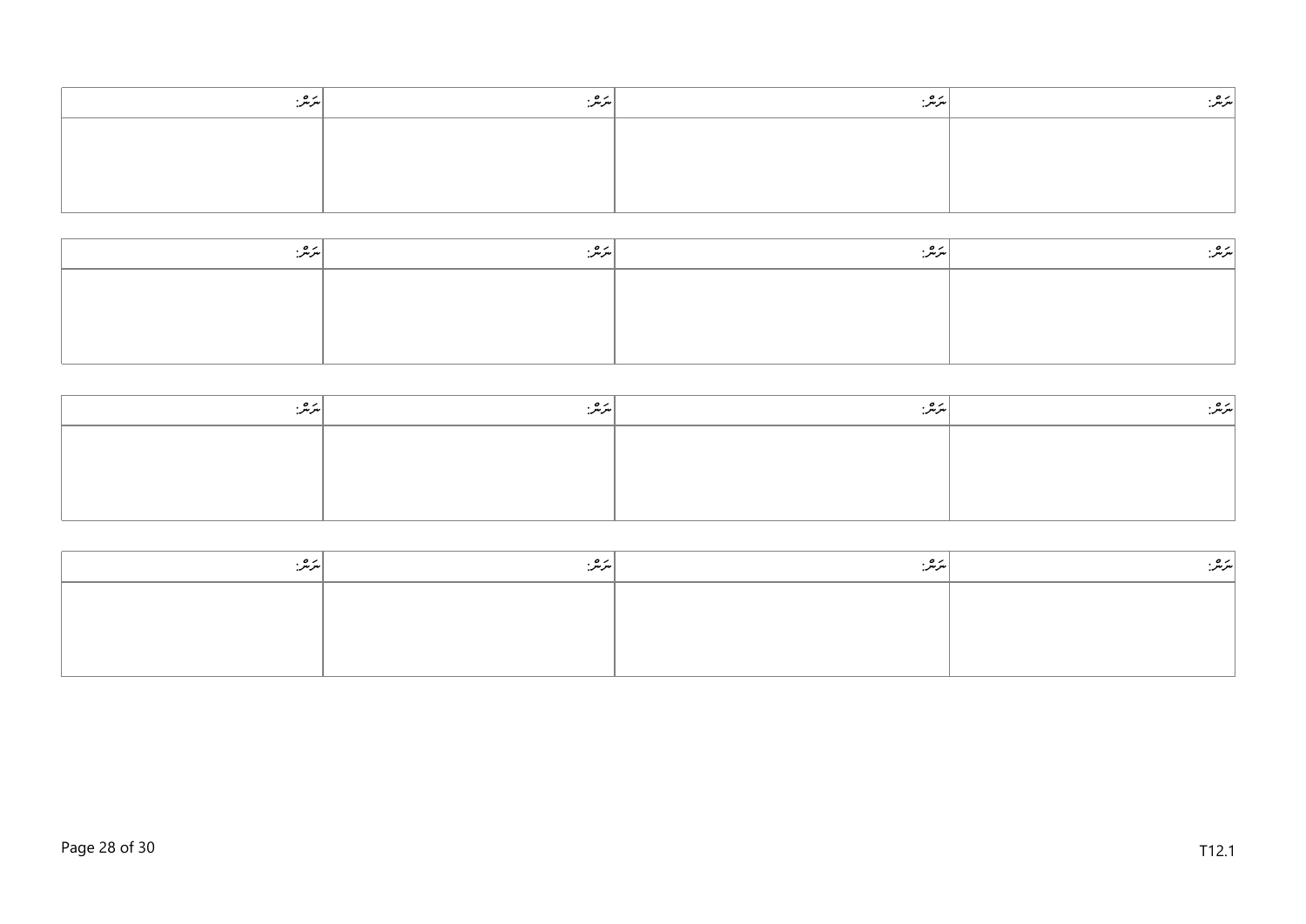| ނަރަދ: | ނަރަދ: | ނަރަދ: | ނަރަދ: |
| --- | --- | --- | --- |
| | | | |

| ނަރަދ: | ނަރަދ: | ނަރަދ: | ނަރަދ: |
| --- | --- | --- | --- |
| | | | |

| ނަރަދ: | ނަރަދ: | ނަރަދ: | ނަރަދ: |
| --- | --- | --- | --- |
| | | | |

| ނަރަދ: | ނަރަދ: | ނަރަދ: | ނަރަދ: |
| --- | --- | --- | --- |
| | | | |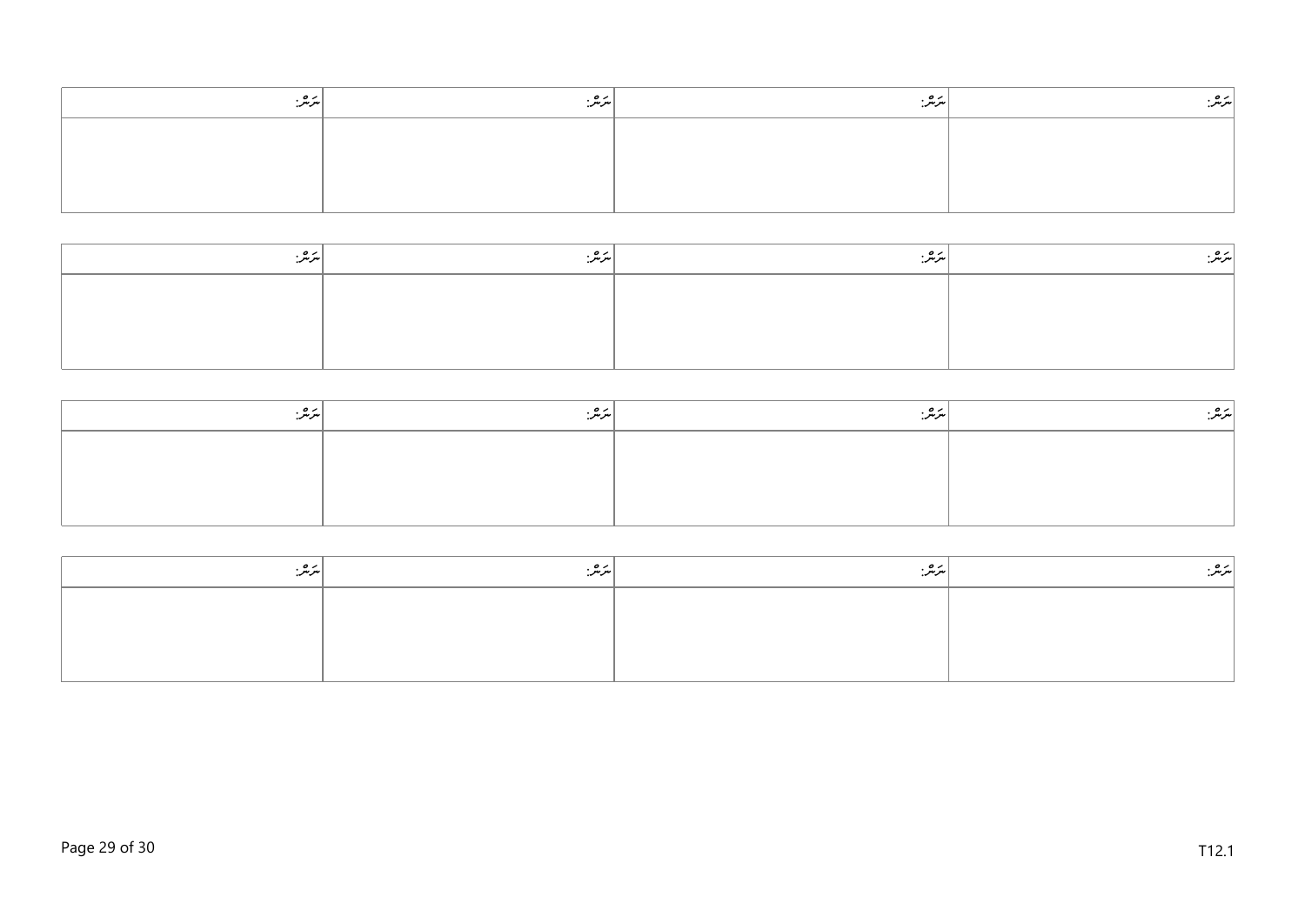| ނަރުދ: | ނަރުދ: | ނަރުދ: | ނަރުދ: |
| --- | --- | --- | --- |
| | | | |

| ނަރުދ: | ނަރުދ: | ނަރުދ: | ނަރުދ: |
| --- | --- | --- | --- |
| | | | |

| ނަރުދ: | ނަރުދ: | ނަރުދ: | ނަރުދ: |
| --- | --- | --- | --- |
| | | | |

| ނަރުދ: | ނަރުދ: | ނަރުދ: | ނަރުދ: |
| --- | --- | --- | --- |
| | | | |

T12.1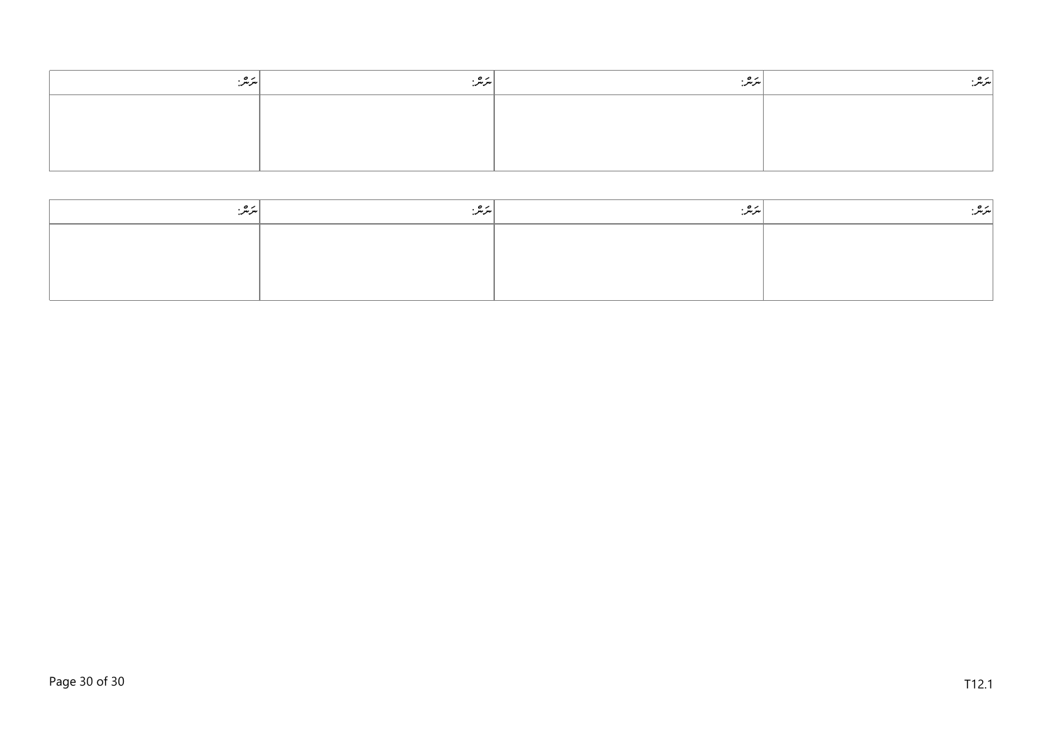| ނަރަށް: | ނަރަށް: | ނަރަށް: | ނަރަށް: |
| --- | --- | --- | --- |
| | | | |

| ނަރަށް: | ނަރަށް: | ނަރަށް: | ނަރަށް: |
| --- | --- | --- | --- |
| | | | |